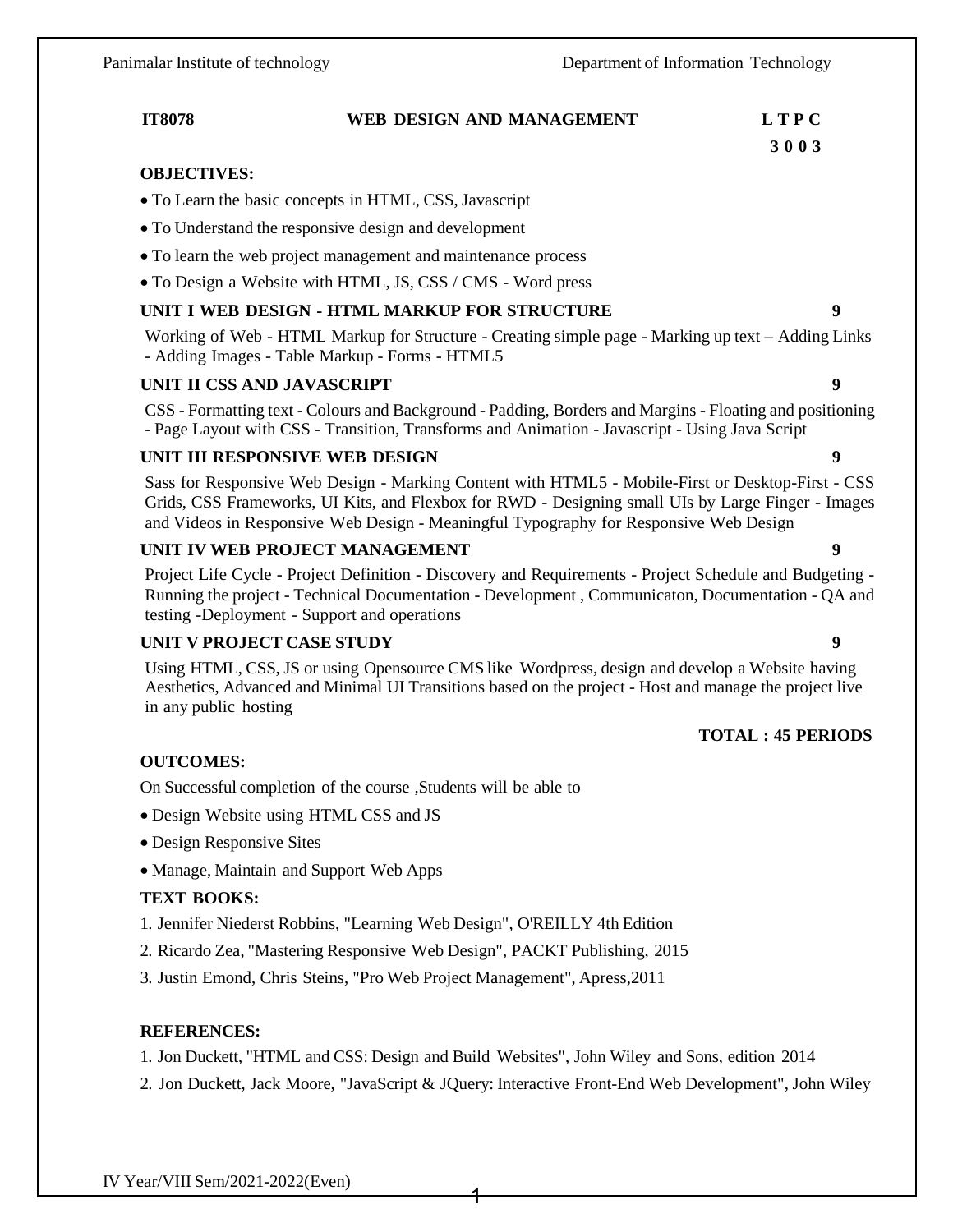**IT8078** **WEB DESIGN AND MANAGEMENT** **L T P C**

**3 0 0 3**

**OBJECTIVES:**

- To Learn the basic concepts in HTML, CSS, Javascript
- To Understand the responsive design and development
- To learn the web project management and maintenance process
- To Design a Website with HTML, JS, CSS / CMS - Word press

**UNIT I WEB DESIGN - HTML MARKUP FOR STRUCTURE** **9**

Working of Web - HTML Markup for Structure - Creating simple page - Marking up text – Adding Links - Adding Images - Table Markup - Forms - HTML5

**UNIT II CSS AND JAVASCRIPT** **9**

CSS - Formatting text - Colours and Background - Padding, Borders and Margins - Floating and positioning - Page Layout with CSS - Transition, Transforms and Animation - Javascript - Using Java Script

**UNIT III RESPONSIVE WEB DESIGN** **9**

Sass for Responsive Web Design - Marking Content with HTML5 - Mobile-First or Desktop-First - CSS Grids, CSS Frameworks, UI Kits, and Flexbox for RWD - Designing small UIs by Large Finger - Images and Videos in Responsive Web Design - Meaningful Typography for Responsive Web Design

**UNIT IV WEB PROJECT MANAGEMENT** **9**

Project Life Cycle - Project Definition - Discovery and Requirements - Project Schedule and Budgeting - Running the project - Technical Documentation - Development , Communicaton, Documentation - QA and testing -Deployment - Support and operations

**UNIT V PROJECT CASE STUDY** **9**

Using HTML, CSS, JS or using Opensource CMS like Wordpress, design and develop a Website having Aesthetics, Advanced and Minimal UI Transitions based on the project - Host and manage the project live in any public hosting

**TOTAL : 45 PERIODS**

**OUTCOMES:**

On Successful completion of the course ,Students will be able to

- Design Website using HTML CSS and JS
- Design Responsive Sites
- Manage, Maintain and Support Web Apps

**TEXT BOOKS:**

1. Jennifer Niederst Robbins, "Learning Web Design", O'REILLY 4th Edition
2. Ricardo Zea, "Mastering Responsive Web Design", PACKT Publishing, 2015
3. Justin Emond, Chris Steins, "Pro Web Project Management", Apress,2011

**REFERENCES:**

1. Jon Duckett, "HTML and CSS: Design and Build Websites", John Wiley and Sons, edition 2014
2. Jon Duckett, Jack Moore, "JavaScript & JQuery: Interactive Front-End Web Development", John Wiley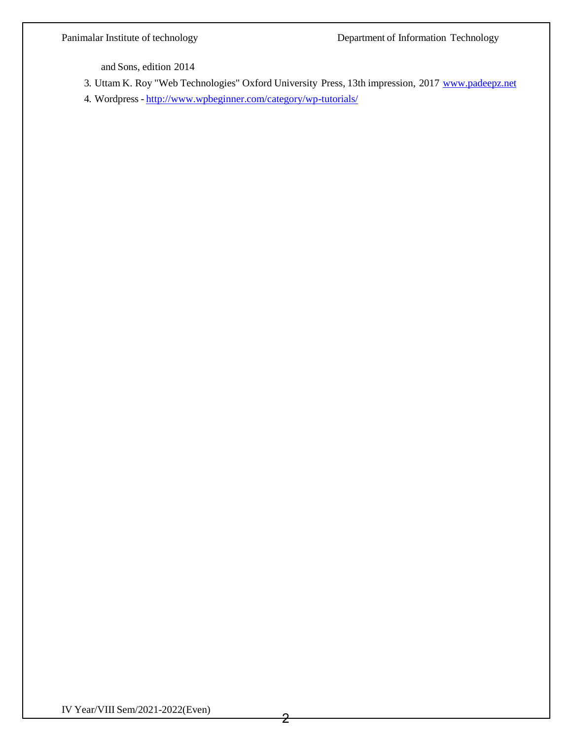and Sons, edition 2014

3. Uttam K. Roy "Web Technologies" Oxford University Press, 13th impression, 2017 [www.padeepz.net](www.padeepz.net)
4. Wordpress - [http://www.wpbeginner.com/category/wp-tutorials/](http://www.wpbeginner.com/category/wp-tutorials/)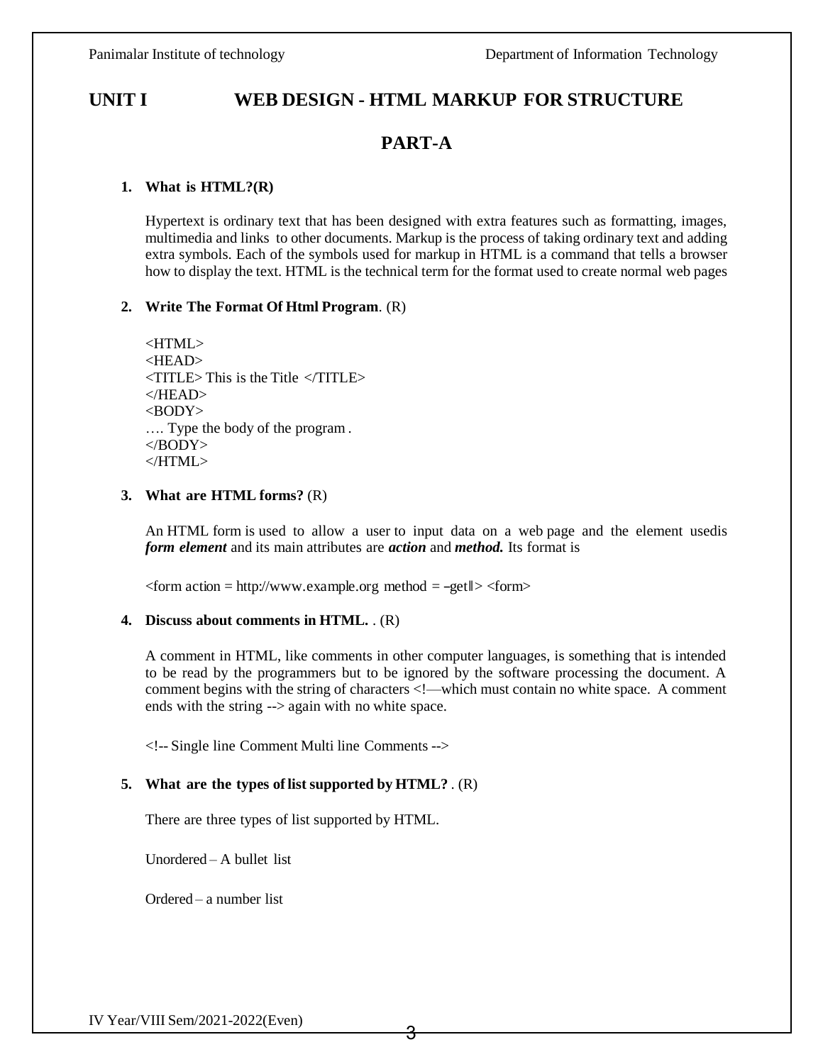# UNIT I WEB DESIGN - HTML MARKUP FOR STRUCTURE

## PART-A

**1. What is HTML?(R)**

Hypertext is ordinary text that has been designed with extra features such as formatting, images, multimedia and links to other documents. Markup is the process of taking ordinary text and adding extra symbols. Each of the symbols used for markup in HTML is a command that tells a browser how to display the text. HTML is the technical term for the format used to create normal web pages

**2. Write The Format Of Html Program**. (R)

```
<HTML>
<HEAD>
<TITLE> This is the Title </TITLE>
</HEAD>
<BODY>
…. Type the body of the program .
</BODY>
</HTML>
```

**3. What are HTML forms?** (R)

An HTML form is used to allow a user to input data on a web page and the element usedis ***form element*** and its main attributes are ***action*** and ***method.*** Its format is

<form action = http://www.example.org method = ―get‖> <form>

**4. Discuss about comments in HTML.** . (R)

A comment in HTML, like comments in other computer languages, is something that is intended to be read by the programmers but to be ignored by the software processing the document. A comment begins with the string of characters <!—which must contain no white space. A comment ends with the string --> again with no white space.

<!-- Single line Comment Multi line Comments -->

**5. What are the types of list supported by HTML?** . (R)

There are three types of list supported by HTML.

Unordered – A bullet list

Ordered – a number list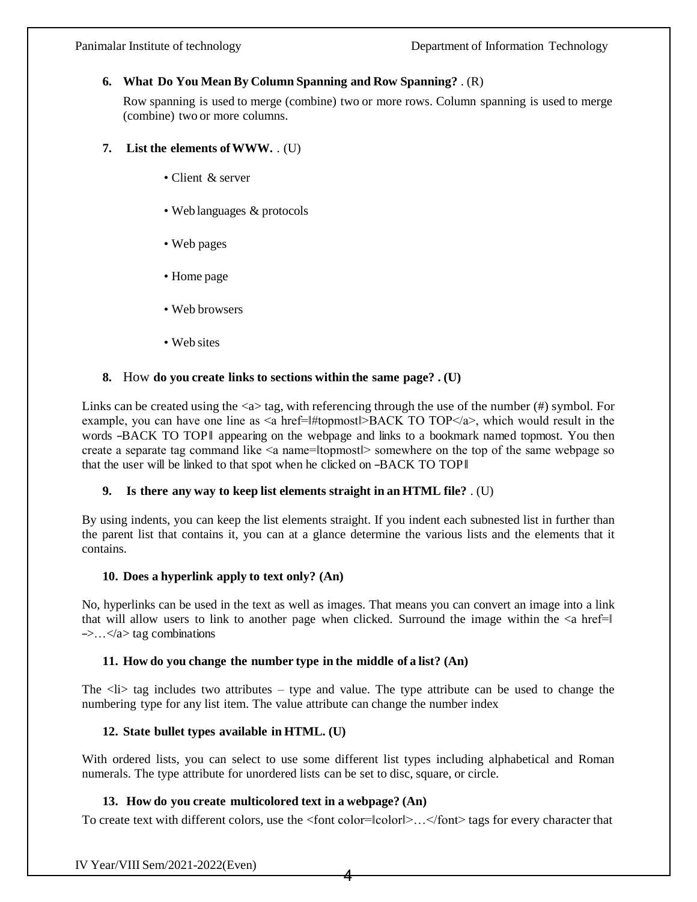**6. What Do You Mean By Column Spanning and Row Spanning?** . (R)

Row spanning is used to merge (combine) two or more rows. Column spanning is used to merge (combine) two or more columns.

**7. List the elements of WWW.** . (U)

- Client & server
- Web languages & protocols
- Web pages
- Home page
- Web browsers
- Web sites

**8.** How **do you create links to sections within the same page? . (U)**

Links can be created using the <a> tag, with referencing through the use of the number (#) symbol. For example, you can have one line as <a href=‖#topmost‖>BACK TO TOP</a>, which would result in the words –BACK TO TOP‖ appearing on the webpage and links to a bookmark named topmost. You then create a separate tag command like <a name=‖topmost‖> somewhere on the top of the same webpage so that the user will be linked to that spot when he clicked on –BACK TO TOP‖

**9. Is there any way to keep list elements straight in an HTML file?** . (U)

By using indents, you can keep the list elements straight. If you indent each subnested list in further than the parent list that contains it, you can at a glance determine the various lists and the elements that it contains.

**10. Does a hyperlink apply to text only? (An)**

No, hyperlinks can be used in the text as well as images. That means you can convert an image into a link that will allow users to link to another page when clicked. Surround the image within the <a href=‖ –>…</a> tag combinations

**11. How do you change the number type in the middle of a list? (An)**

The <li> tag includes two attributes – type and value. The type attribute can be used to change the numbering type for any list item. The value attribute can change the number index

**12. State bullet types available in HTML. (U)**

With ordered lists, you can select to use some different list types including alphabetical and Roman numerals. The type attribute for unordered lists can be set to disc, square, or circle.

**13. How do you create multicolored text in a webpage? (An)**

To create text with different colors, use the <font color=‖color‖>…</font> tags for every character that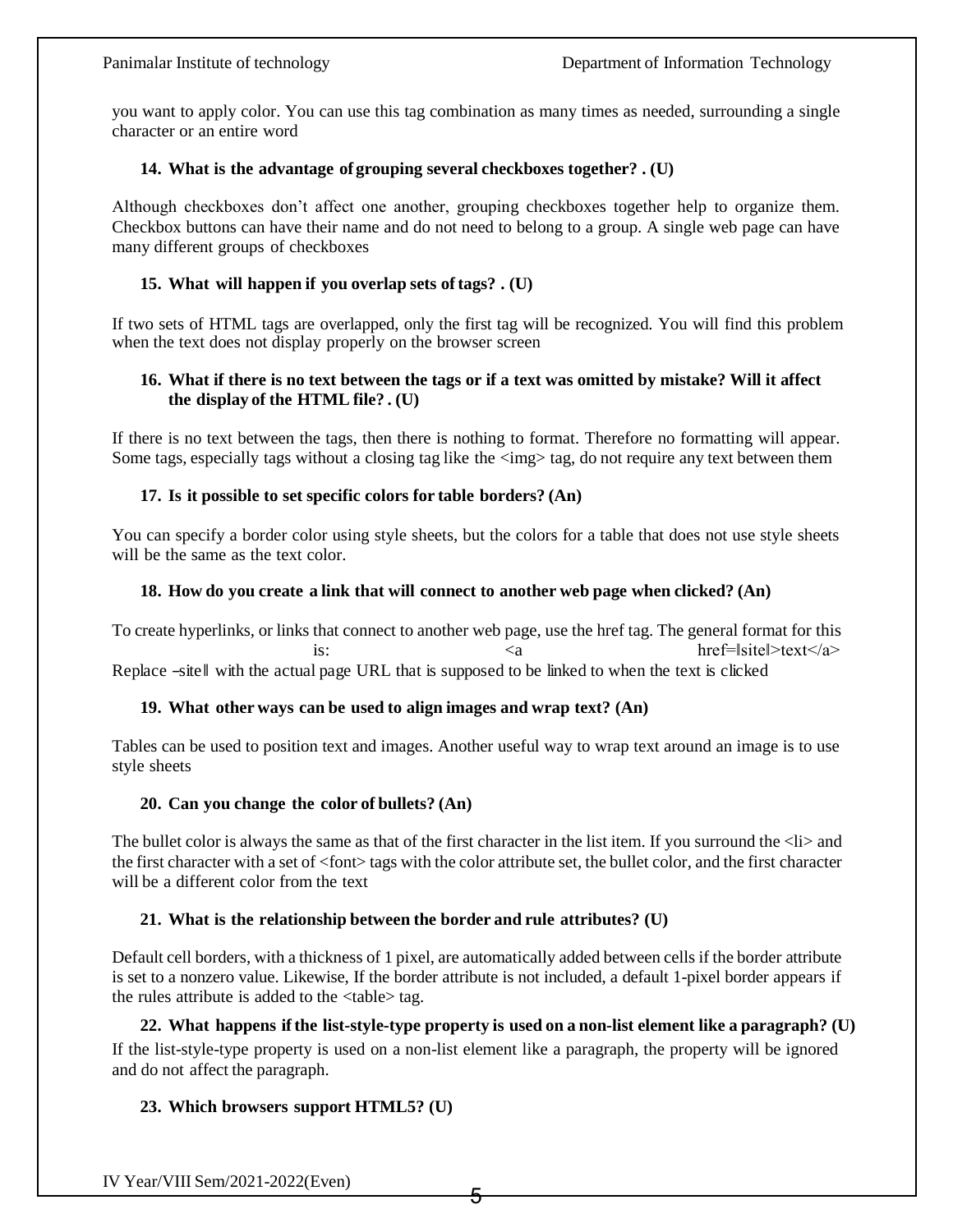you want to apply color. You can use this tag combination as many times as needed, surrounding a single character or an entire word

**14. What is the advantage of grouping several checkboxes together? . (U)**

Although checkboxes don't affect one another, grouping checkboxes together help to organize them. Checkbox buttons can have their name and do not need to belong to a group. A single web page can have many different groups of checkboxes

**15. What will happen if you overlap sets of tags? . (U)**

If two sets of HTML tags are overlapped, only the first tag will be recognized. You will find this problem when the text does not display properly on the browser screen

**16. What if there is no text between the tags or if a text was omitted by mistake? Will it affect the display of the HTML file? . (U)**

If there is no text between the tags, then there is nothing to format. Therefore no formatting will appear. Some tags, especially tags without a closing tag like the <img> tag, do not require any text between them

**17. Is it possible to set specific colors for table borders? (An)**

You can specify a border color using style sheets, but the colors for a table that does not use style sheets will be the same as the text color.

**18. How do you create a link that will connect to another web page when clicked? (An)**

To create hyperlinks, or links that connect to another web page, use the href tag. The general format for this is: <a href=‖site‖>text</a>
Replace ―site‖ with the actual page URL that is supposed to be linked to when the text is clicked

**19. What other ways can be used to align images and wrap text? (An)**

Tables can be used to position text and images. Another useful way to wrap text around an image is to use style sheets

**20. Can you change the color of bullets? (An)**

The bullet color is always the same as that of the first character in the list item. If you surround the <li> and the first character with a set of <font> tags with the color attribute set, the bullet color, and the first character will be a different color from the text

**21. What is the relationship between the border and rule attributes? (U)**

Default cell borders, with a thickness of 1 pixel, are automatically added between cells if the border attribute is set to a nonzero value. Likewise, If the border attribute is not included, a default 1-pixel border appears if the rules attribute is added to the <table> tag.

**22. What happens if the list-style-type property is used on a non-list element like a paragraph? (U)**

If the list-style-type property is used on a non-list element like a paragraph, the property will be ignored and do not affect the paragraph.

**23. Which browsers support HTML5? (U)**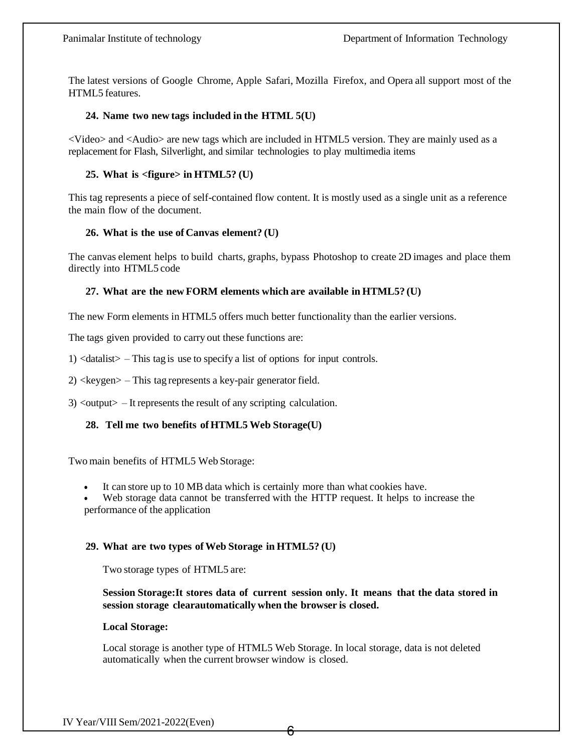The latest versions of Google Chrome, Apple Safari, Mozilla Firefox, and Opera all support most of the HTML5 features.

**24. Name two new tags included in the HTML 5(U)**

<Video> and <Audio> are new tags which are included in HTML5 version. They are mainly used as a replacement for Flash, Silverlight, and similar technologies to play multimedia items

**25. What is <figure> in HTML5? (U)**

This tag represents a piece of self-contained flow content. It is mostly used as a single unit as a reference the main flow of the document.

**26. What is the use of Canvas element? (U)**

The canvas element helps to build charts, graphs, bypass Photoshop to create 2D images and place them directly into HTML5 code

**27. What are the new FORM elements which are available in HTML5? (U)**

The new Form elements in HTML5 offers much better functionality than the earlier versions.

The tags given provided to carry out these functions are:

1) <datalist> – This tag is use to specify a list of options for input controls.

2) <keygen> – This tag represents a key-pair generator field.

3) <output> – It represents the result of any scripting calculation.

**28. Tell me two benefits of HTML5 Web Storage(U)**

Two main benefits of HTML5 Web Storage:

- It can store up to 10 MB data which is certainly more than what cookies have.
- Web storage data cannot be transferred with the HTTP request. It helps to increase the performance of the application

**29. What are two types of Web Storage in HTML5? (U)**

Two storage types of HTML5 are:

**Session Storage:It stores data of current session only. It means that the data stored in session storage clearautomatically when the browser is closed.**

**Local Storage:**

Local storage is another type of HTML5 Web Storage. In local storage, data is not deleted automatically when the current browser window is closed.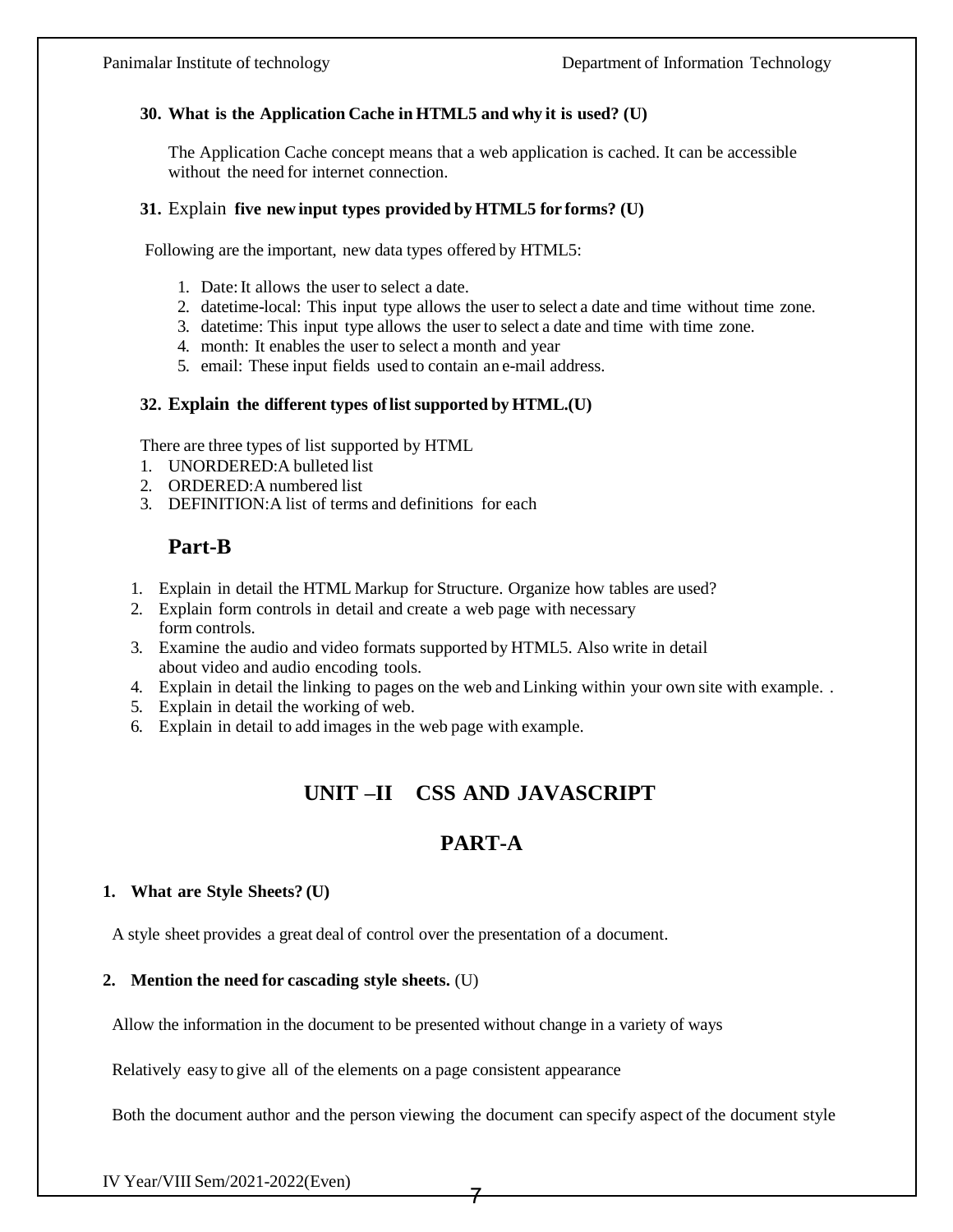**30. What is the Application Cache in HTML5 and why it is used? (U)**

The Application Cache concept means that a web application is cached. It can be accessible without the need for internet connection.

**31.** Explain **five new input types provided by HTML5 for forms? (U)**

Following are the important, new data types offered by HTML5:

1. Date: It allows the user to select a date.
2. datetime-local: This input type allows the user to select a date and time without time zone.
3. datetime: This input type allows the user to select a date and time with time zone.
4. month: It enables the user to select a month and year
5. email: These input fields used to contain an e-mail address.

**32. Explain the different types of list supported by HTML.(U)**

There are three types of list supported by HTML

1. UNORDERED:A bulleted list
2. ORDERED:A numbered list
3. DEFINITION:A list of terms and definitions for each

## Part-B

1. Explain in detail the HTML Markup for Structure. Organize how tables are used?
2. Explain form controls in detail and create a web page with necessary form controls.
3. Examine the audio and video formats supported by HTML5. Also write in detail about video and audio encoding tools.
4. Explain in detail the linking to pages on the web and Linking within your own site with example. .
5. Explain in detail the working of web.
6. Explain in detail to add images in the web page with example.

# UNIT –II CSS AND JAVASCRIPT

## PART-A

**1. What are Style Sheets? (U)**

A style sheet provides a great deal of control over the presentation of a document.

**2. Mention the need for cascading style sheets.** (U)

Allow the information in the document to be presented without change in a variety of ways

Relatively easy to give all of the elements on a page consistent appearance

Both the document author and the person viewing the document can specify aspect of the document style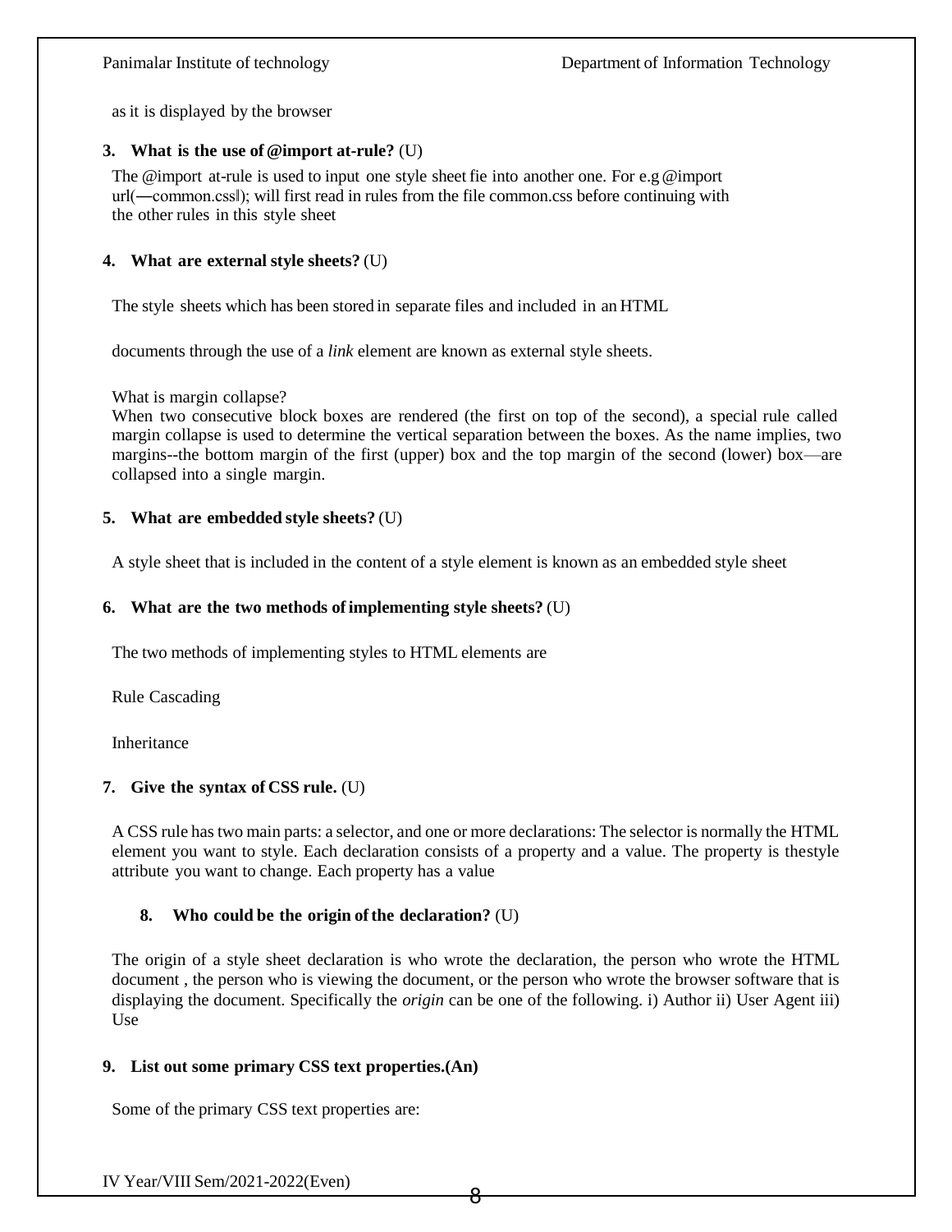as it is displayed by the browser

**3. What is the use of @import at-rule?** (U)

The @import at-rule is used to input one style sheet fie into another one. For e.g @import url(―common.css‖); will first read in rules from the file common.css before continuing with the other rules in this style sheet

**4. What are external style sheets?** (U)

The style sheets which has been stored in separate files and included in an HTML

documents through the use of a *link* element are known as external style sheets.

What is margin collapse?
When two consecutive block boxes are rendered (the first on top of the second), a special rule called margin collapse is used to determine the vertical separation between the boxes. As the name implies, two margins--the bottom margin of the first (upper) box and the top margin of the second (lower) box—are collapsed into a single margin.

**5. What are embedded style sheets?** (U)

A style sheet that is included in the content of a style element is known as an embedded style sheet

**6. What are the two methods of implementing style sheets?** (U)

The two methods of implementing styles to HTML elements are

Rule Cascading

Inheritance

**7. Give the syntax of CSS rule.** (U)

A CSS rule has two main parts: a selector, and one or more declarations: The selector is normally the HTML element you want to style. Each declaration consists of a property and a value. The property is thestyle attribute you want to change. Each property has a value

**8. Who could be the origin of the declaration?** (U)

The origin of a style sheet declaration is who wrote the declaration, the person who wrote the HTML document , the person who is viewing the document, or the person who wrote the browser software that is displaying the document. Specifically the *origin* can be one of the following. i) Author ii) User Agent iii) Use

**9. List out some primary CSS text properties.(An)**

Some of the primary CSS text properties are: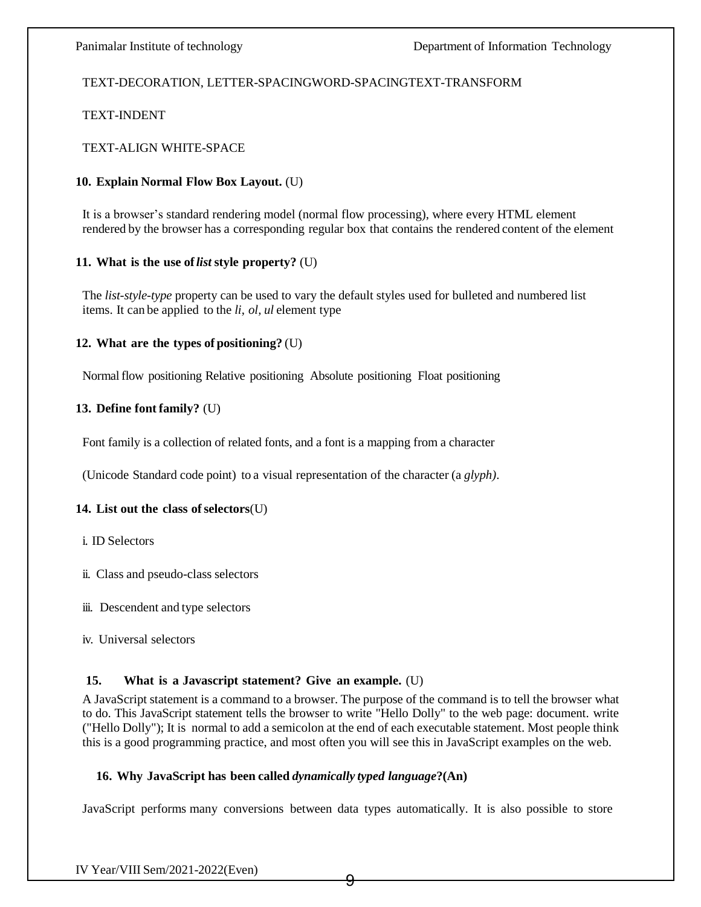TEXT-DECORATION, LETTER-SPACINGWORD-SPACINGTEXT-TRANSFORM

TEXT-INDENT

TEXT-ALIGN WHITE-SPACE

**10. Explain Normal Flow Box Layout.** (U)

It is a browser's standard rendering model (normal flow processing), where every HTML element rendered by the browser has a corresponding regular box that contains the rendered content of the element

**11. What is the use of *list* style property?** (U)

The *list-style-type* property can be used to vary the default styles used for bulleted and numbered list items. It can be applied to the *li*, *ol, ul* element type

**12. What are the types of positioning?** (U)

Normal flow positioning Relative positioning Absolute positioning Float positioning

**13. Define font family?** (U)

Font family is a collection of related fonts, and a font is a mapping from a character

(Unicode Standard code point) to a visual representation of the character (a *glyph)*.

**14. List out the class of selectors**(U)

i. ID Selectors

ii. Class and pseudo-class selectors

iii. Descendent and type selectors

iv. Universal selectors

**15. What is a Javascript statement? Give an example.** (U)

A JavaScript statement is a command to a browser. The purpose of the command is to tell the browser what to do. This JavaScript statement tells the browser to write "Hello Dolly" to the web page: document. write ("Hello Dolly"); It is normal to add a semicolon at the end of each executable statement. Most people think this is a good programming practice, and most often you will see this in JavaScript examples on the web.

**16. Why JavaScript has been called *dynamically typed language*?(An)**

JavaScript performs many conversions between data types automatically. It is also possible to store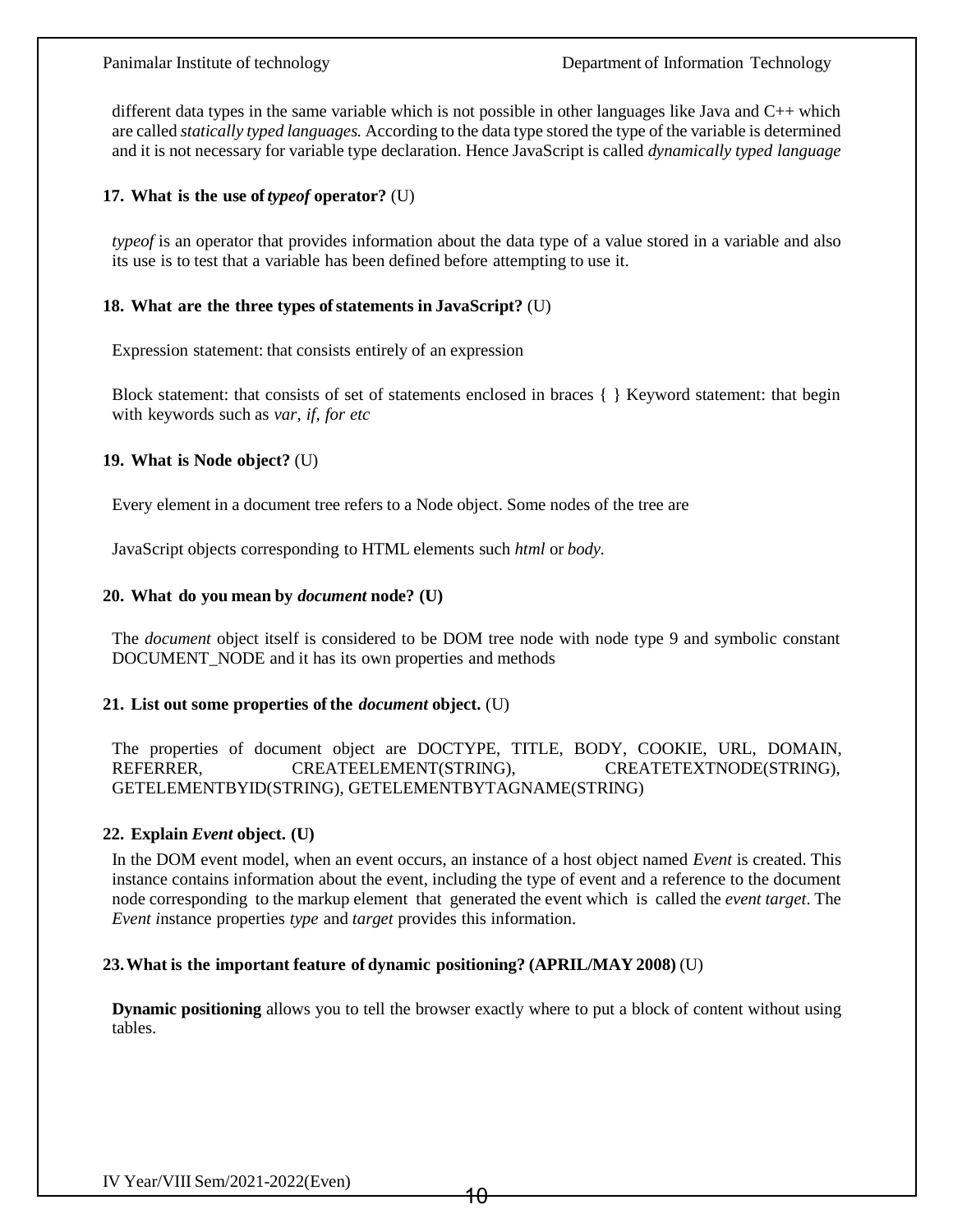different data types in the same variable which is not possible in other languages like Java and C++ which are called *statically typed languages.* According to the data type stored the type of the variable is determined and it is not necessary for variable type declaration. Hence JavaScript is called *dynamically typed language*

**17. What is the use of *typeof* operator?** (U)

*typeof* is an operator that provides information about the data type of a value stored in a variable and also its use is to test that a variable has been defined before attempting to use it.

**18. What are the three types of statements in JavaScript?** (U)

Expression statement: that consists entirely of an expression

Block statement: that consists of set of statements enclosed in braces { } Keyword statement: that begin with keywords such as *var, if, for etc*

**19. What is Node object?** (U)

Every element in a document tree refers to a Node object. Some nodes of the tree are

JavaScript objects corresponding to HTML elements such *html* or *body.*

**20. What do you mean by *document* node? (U)**

The *document* object itself is considered to be DOM tree node with node type 9 and symbolic constant DOCUMENT_NODE and it has its own properties and methods

**21. List out some properties of the *document* object.** (U)

The properties of document object are DOCTYPE, TITLE, BODY, COOKIE, URL, DOMAIN, REFERRER, CREATEELEMENT(STRING), CREATETEXTNODE(STRING), GETELEMENTBYID(STRING), GETELEMENTBYTAGNAME(STRING)

**22. Explain *Event* object. (U)**

In the DOM event model, when an event occurs, an instance of a host object named *Event* is created. This instance contains information about the event, including the type of event and a reference to the document node corresponding to the markup element that generated the event which is called the *event target*. The *Event i*nstance properties *type* and *target* provides this information.

**23. What is the important feature of dynamic positioning? (APRIL/MAY 2008)** (U)

**Dynamic positioning** allows you to tell the browser exactly where to put a block of content without using tables.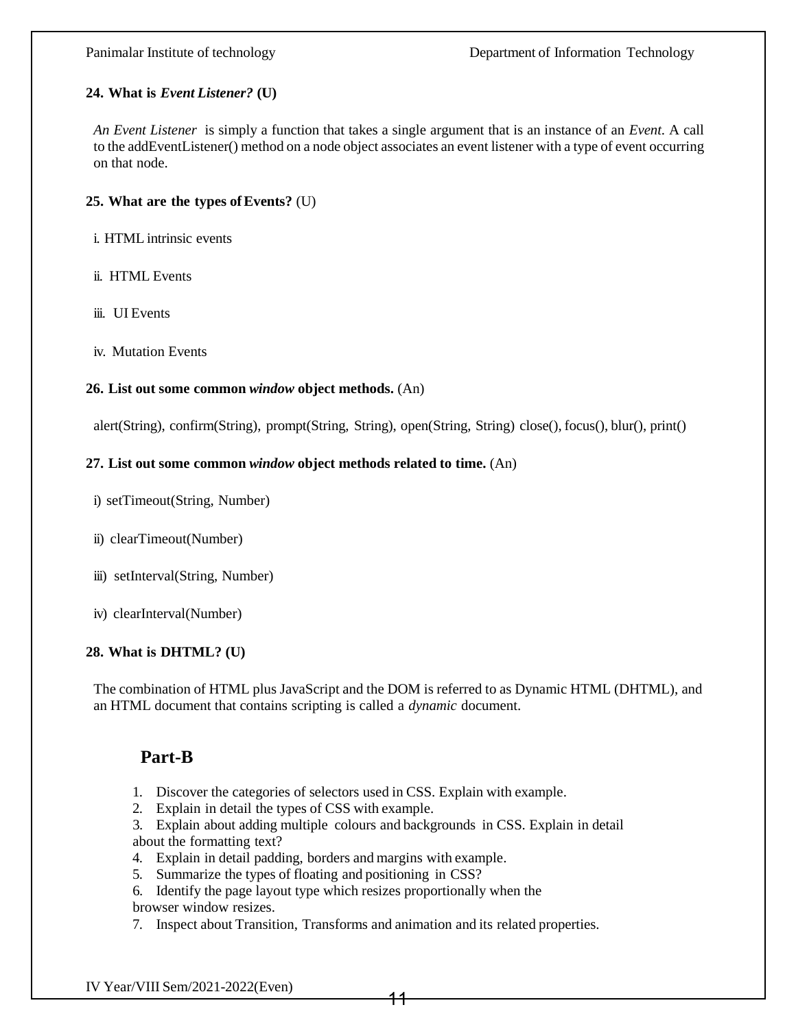**24. What is *Event Listener?* (U)**

*An Event Listener* is simply a function that takes a single argument that is an instance of an *Event*. A call to the addEventListener() method on a node object associates an event listener with a type of event occurring on that node.

**25. What are the types of Events?** (U)

i. HTML intrinsic events

ii. HTML Events

iii. UI Events

iv. Mutation Events

**26. List out some common *window* object methods.** (An)

alert(String), confirm(String), prompt(String, String), open(String, String) close(), focus(), blur(), print()

**27. List out some common *window* object methods related to time.** (An)

i) setTimeout(String, Number)

ii) clearTimeout(Number)

iii) setInterval(String, Number)

iv) clearInterval(Number)

**28. What is DHTML? (U)**

The combination of HTML plus JavaScript and the DOM is referred to as Dynamic HTML (DHTML), and an HTML document that contains scripting is called a *dynamic* document.

## Part-B

1. Discover the categories of selectors used in CSS. Explain with example.
2. Explain in detail the types of CSS with example.
3. Explain about adding multiple colours and backgrounds in CSS. Explain in detail about the formatting text?
4. Explain in detail padding, borders and margins with example.
5. Summarize the types of floating and positioning in CSS?
6. Identify the page layout type which resizes proportionally when the browser window resizes.
7. Inspect about Transition, Transforms and animation and its related properties.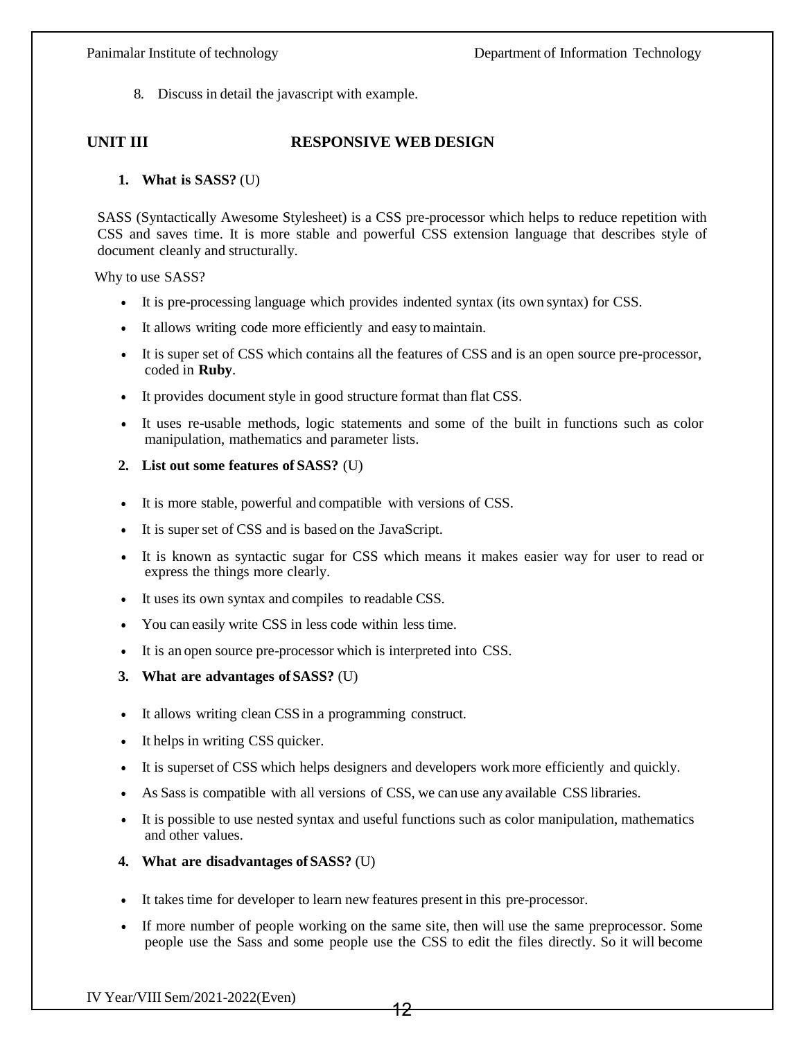8. Discuss in detail the javascript with example.

## UNIT III RESPONSIVE WEB DESIGN

**1. What is SASS?** (U)

SASS (Syntactically Awesome Stylesheet) is a CSS pre-processor which helps to reduce repetition with CSS and saves time. It is more stable and powerful CSS extension language that describes style of document cleanly and structurally.

Why to use SASS?

- It is pre-processing language which provides indented syntax (its own syntax) for CSS.
- It allows writing code more efficiently and easy to maintain.
- It is super set of CSS which contains all the features of CSS and is an open source pre-processor, coded in **Ruby**.
- It provides document style in good structure format than flat CSS.
- It uses re-usable methods, logic statements and some of the built in functions such as color manipulation, mathematics and parameter lists.

**2. List out some features of SASS?** (U)

- It is more stable, powerful and compatible with versions of CSS.
- It is super set of CSS and is based on the JavaScript.
- It is known as syntactic sugar for CSS which means it makes easier way for user to read or express the things more clearly.
- It uses its own syntax and compiles to readable CSS.
- You can easily write CSS in less code within less time.
- It is an open source pre-processor which is interpreted into CSS.

**3. What are advantages of SASS?** (U)

- It allows writing clean CSS in a programming construct.
- It helps in writing CSS quicker.
- It is superset of CSS which helps designers and developers work more efficiently and quickly.
- As Sass is compatible with all versions of CSS, we can use any available CSS libraries.
- It is possible to use nested syntax and useful functions such as color manipulation, mathematics and other values.

**4. What are disadvantages of SASS?** (U)

- It takes time for developer to learn new features present in this pre-processor.
- If more number of people working on the same site, then will use the same preprocessor. Some people use the Sass and some people use the CSS to edit the files directly. So it will become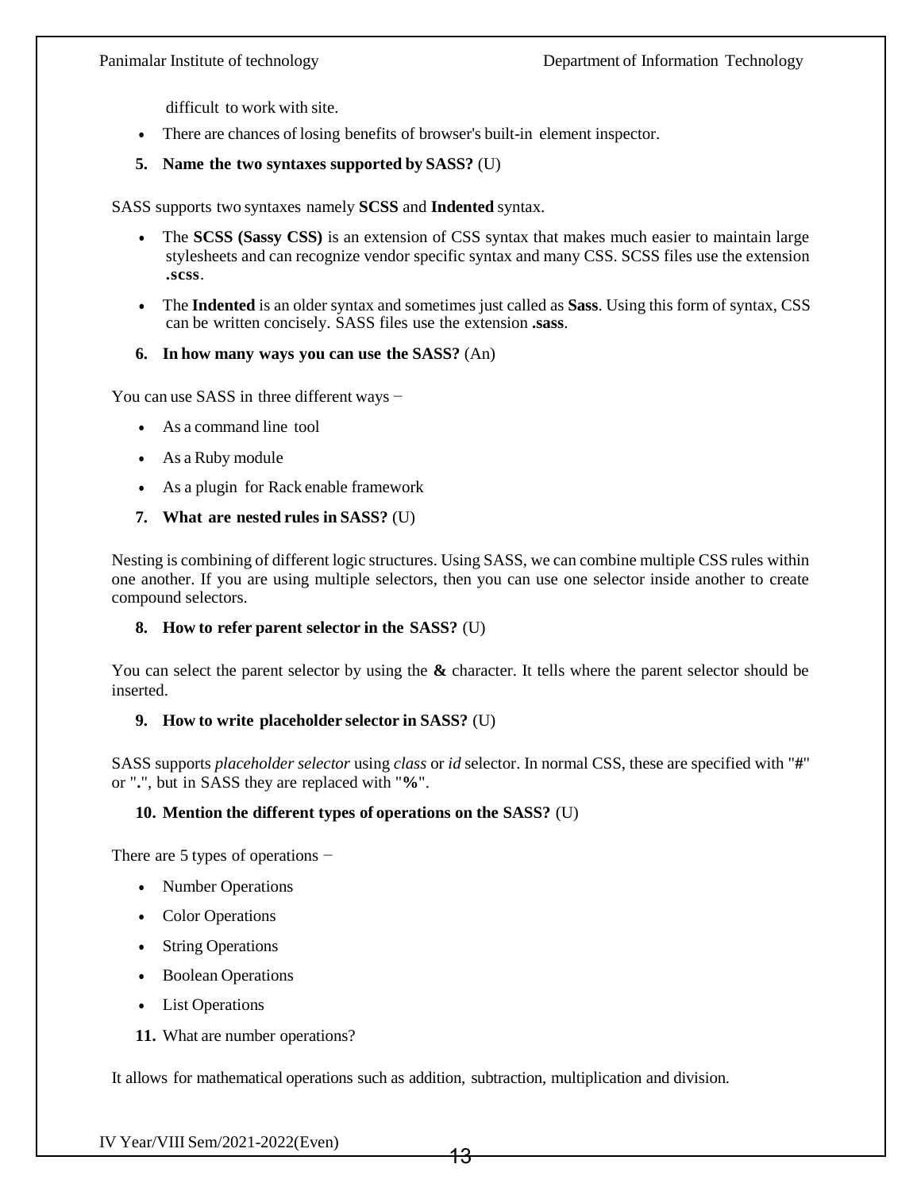difficult to work with site.

- There are chances of losing benefits of browser's built-in element inspector.

**5. Name the two syntaxes supported by SASS?** (U)

SASS supports two syntaxes namely **SCSS** and **Indented** syntax.

- The **SCSS (Sassy CSS)** is an extension of CSS syntax that makes much easier to maintain large stylesheets and can recognize vendor specific syntax and many CSS. SCSS files use the extension **.scss**.
- The **Indented** is an older syntax and sometimes just called as **Sass**. Using this form of syntax, CSS can be written concisely. SASS files use the extension **.sass**.

**6. In how many ways you can use the SASS?** (An)

You can use SASS in three different ways −

- As a command line tool
- As a Ruby module
- As a plugin for Rack enable framework

**7. What are nested rules in SASS?** (U)

Nesting is combining of different logic structures. Using SASS, we can combine multiple CSS rules within one another. If you are using multiple selectors, then you can use one selector inside another to create compound selectors.

**8. How to refer parent selector in the SASS?** (U)

You can select the parent selector by using the **&** character. It tells where the parent selector should be inserted.

**9. How to write placeholder selector in SASS?** (U)

SASS supports *placeholder selector* using *class* or *id* selector. In normal CSS, these are specified with "**#**" or "**.**", but in SASS they are replaced with "**%**".

**10. Mention the different types of operations on the SASS?** (U)

There are 5 types of operations −

- Number Operations
- Color Operations
- String Operations
- Boolean Operations
- List Operations

**11.** What are number operations?

It allows for mathematical operations such as addition, subtraction, multiplication and division.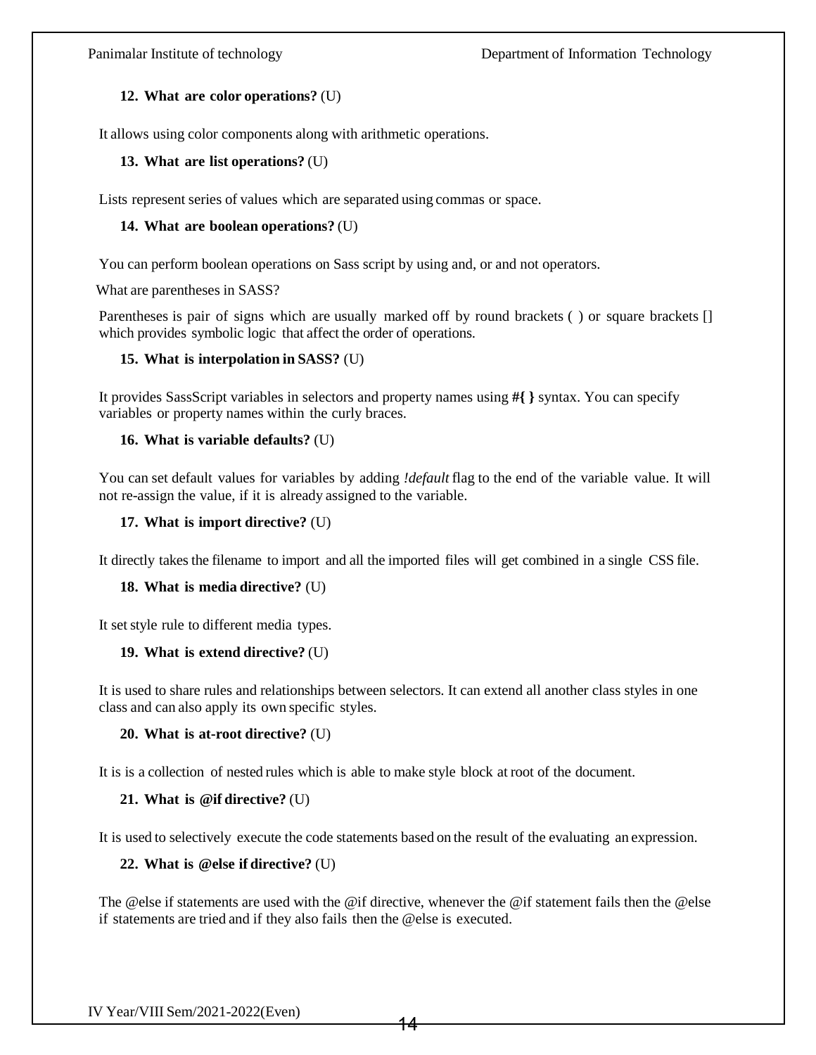**12. What are color operations?** (U)

It allows using color components along with arithmetic operations.

**13. What are list operations?** (U)

Lists represent series of values which are separated using commas or space.

**14. What are boolean operations?** (U)

You can perform boolean operations on Sass script by using and, or and not operators.

What are parentheses in SASS?

Parentheses is pair of signs which are usually marked off by round brackets ( ) or square brackets [] which provides symbolic logic that affect the order of operations.

**15. What is interpolation in SASS?** (U)

It provides SassScript variables in selectors and property names using **#{ }** syntax. You can specify variables or property names within the curly braces.

**16. What is variable defaults?** (U)

You can set default values for variables by adding *!default* flag to the end of the variable value. It will not re-assign the value, if it is already assigned to the variable.

**17. What is import directive?** (U)

It directly takes the filename to import and all the imported files will get combined in a single CSS file.

**18. What is media directive?** (U)

It set style rule to different media types.

**19. What is extend directive?** (U)

It is used to share rules and relationships between selectors. It can extend all another class styles in one class and can also apply its own specific styles.

**20. What is at-root directive?** (U)

It is is a collection of nested rules which is able to make style block at root of the document.

**21. What is @if directive?** (U)

It is used to selectively execute the code statements based on the result of the evaluating an expression.

**22. What is @else if directive?** (U)

The @else if statements are used with the @if directive, whenever the @if statement fails then the @else if statements are tried and if they also fails then the @else is executed.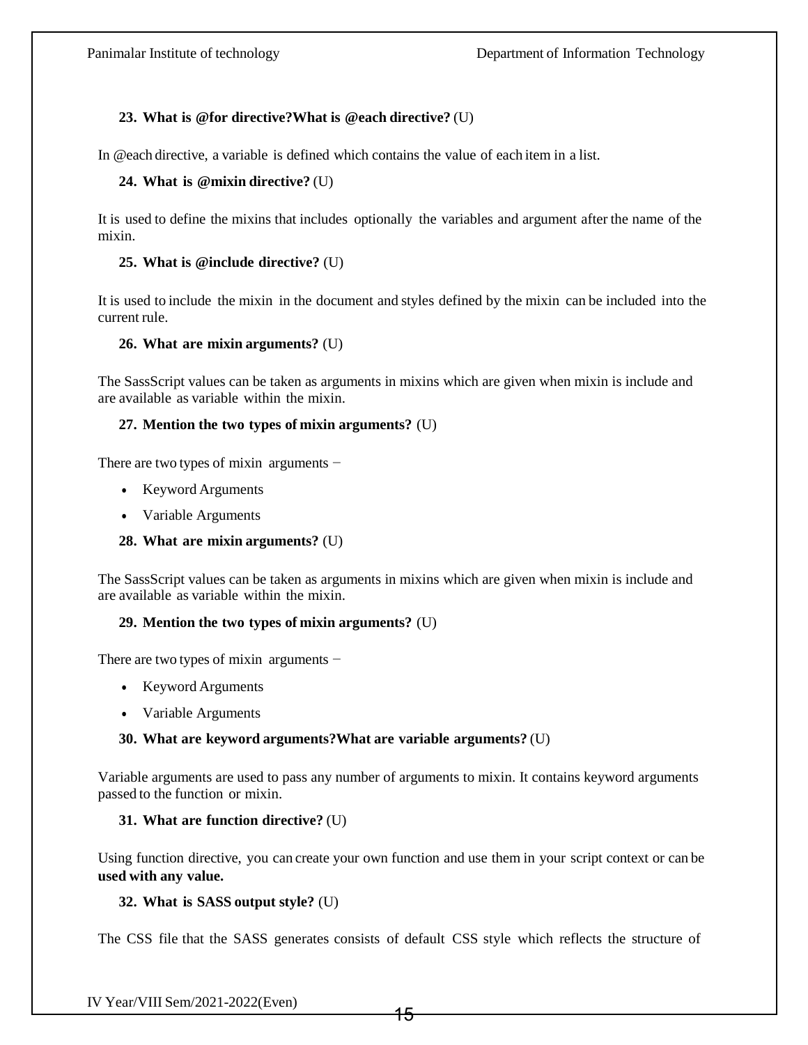**23. What is @for directive?What is @each directive?** (U)

In @each directive, a variable is defined which contains the value of each item in a list.

**24. What is @mixin directive?** (U)

It is used to define the mixins that includes optionally the variables and argument after the name of the mixin.

**25. What is @include directive?** (U)

It is used to include the mixin in the document and styles defined by the mixin can be included into the current rule.

**26. What are mixin arguments?** (U)

The SassScript values can be taken as arguments in mixins which are given when mixin is include and are available as variable within the mixin.

**27. Mention the two types of mixin arguments?** (U)

There are two types of mixin arguments −

- Keyword Arguments
- Variable Arguments

**28. What are mixin arguments?** (U)

The SassScript values can be taken as arguments in mixins which are given when mixin is include and are available as variable within the mixin.

**29. Mention the two types of mixin arguments?** (U)

There are two types of mixin arguments −

- Keyword Arguments
- Variable Arguments

**30. What are keyword arguments?What are variable arguments?** (U)

Variable arguments are used to pass any number of arguments to mixin. It contains keyword arguments passed to the function or mixin.

**31. What are function directive?** (U)

Using function directive, you can create your own function and use them in your script context or can be **used with any value.**

**32. What is SASS output style?** (U)

The CSS file that the SASS generates consists of default CSS style which reflects the structure of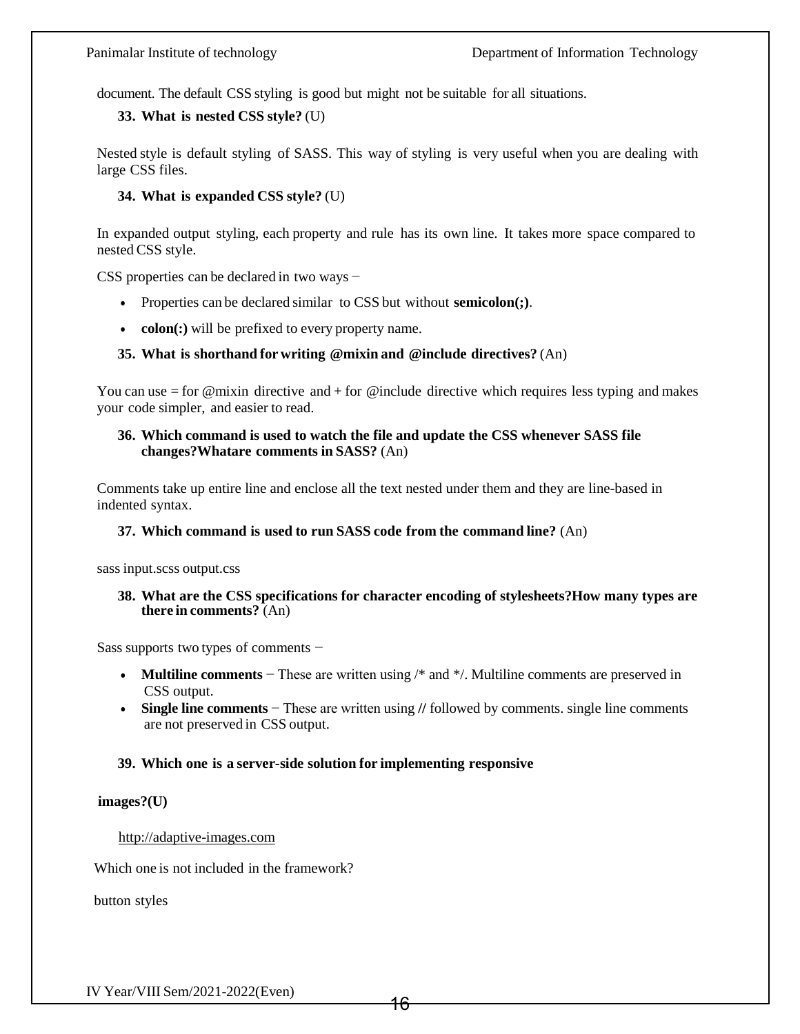document. The default CSS styling is good but might not be suitable for all situations.

**33. What is nested CSS style?** (U)

Nested style is default styling of SASS. This way of styling is very useful when you are dealing with large CSS files.

**34. What is expanded CSS style?** (U)

In expanded output styling, each property and rule has its own line. It takes more space compared to nested CSS style.

CSS properties can be declared in two ways −

- Properties can be declared similar to CSS but without **semicolon(;)**.
- **colon(:)** will be prefixed to every property name.

**35. What is shorthand for writing @mixin and @include directives?** (An)

You can use = for @mixin directive and + for @include directive which requires less typing and makes your code simpler, and easier to read.

**36. Which command is used to watch the file and update the CSS whenever SASS file changes?Whatare comments in SASS?** (An)

Comments take up entire line and enclose all the text nested under them and they are line-based in indented syntax.

**37. Which command is used to run SASS code from the command line?** (An)

sass input.scss output.css

**38. What are the CSS specifications for character encoding of stylesheets?How many types are there in comments?** (An)

Sass supports two types of comments −

- **Multiline comments** − These are written using /* and */. Multiline comments are preserved in CSS output.
- **Single line comments** − These are written using **//** followed by comments. single line comments are not preserved in CSS output.

**39. Which one is a server-side solution for implementing responsive**

**images?(U)**

http://adaptive-images.com

Which one is not included in the framework?

button styles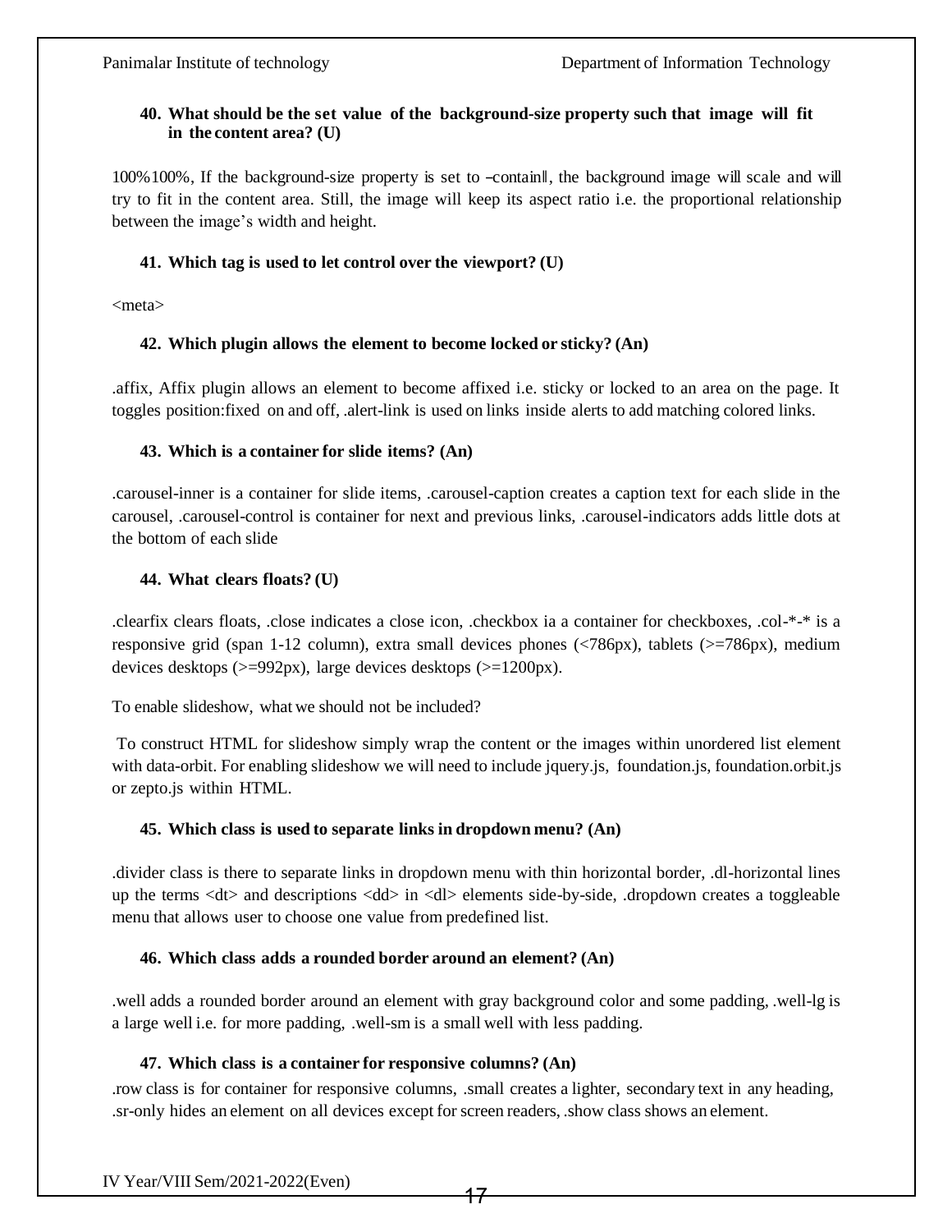**40. What should be the set value of the background-size property such that image will fit in the content area? (U)**

100%100%, If the background-size property is set to –contain‖, the background image will scale and will try to fit in the content area. Still, the image will keep its aspect ratio i.e. the proportional relationship between the image's width and height.

**41. Which tag is used to let control over the viewport? (U)**

<meta>

**42. Which plugin allows the element to become locked or sticky? (An)**

.affix, Affix plugin allows an element to become affixed i.e. sticky or locked to an area on the page. It toggles position:fixed on and off, .alert-link is used on links inside alerts to add matching colored links.

**43. Which is a container for slide items? (An)**

.carousel-inner is a container for slide items, .carousel-caption creates a caption text for each slide in the carousel, .carousel-control is container for next and previous links, .carousel-indicators adds little dots at the bottom of each slide

**44. What clears floats? (U)**

.clearfix clears floats, .close indicates a close icon, .checkbox ia a container for checkboxes, .col-*-* is a responsive grid (span 1-12 column), extra small devices phones (<786px), tablets (>=786px), medium devices desktops (>=992px), large devices desktops (>=1200px).

To enable slideshow, what we should not be included?

To construct HTML for slideshow simply wrap the content or the images within unordered list element with data-orbit. For enabling slideshow we will need to include jquery.js, foundation.js, foundation.orbit.js or zepto.js within HTML.

**45. Which class is used to separate links in dropdown menu? (An)**

.divider class is there to separate links in dropdown menu with thin horizontal border, .dl-horizontal lines up the terms <dt> and descriptions <dd> in <dl> elements side-by-side, .dropdown creates a toggleable menu that allows user to choose one value from predefined list.

**46. Which class adds a rounded border around an element? (An)**

.well adds a rounded border around an element with gray background color and some padding, .well-lg is a large well i.e. for more padding, .well-sm is a small well with less padding.

**47. Which class is a container for responsive columns? (An)**

.row class is for container for responsive columns, .small creates a lighter, secondary text in any heading, .sr-only hides an element on all devices except for screen readers, .show class shows an element.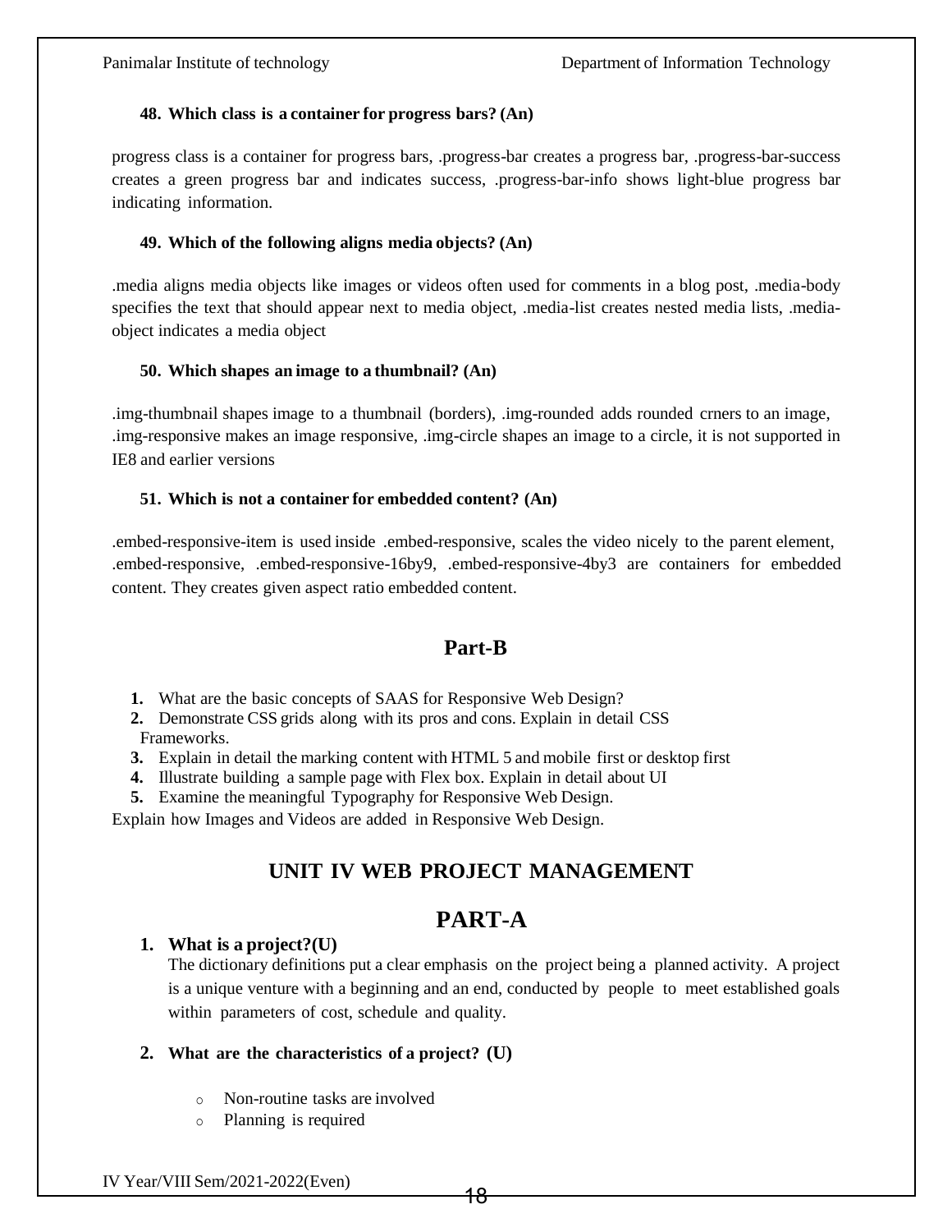**48. Which class is a container for progress bars? (An)**

progress class is a container for progress bars, .progress-bar creates a progress bar, .progress-bar-success creates a green progress bar and indicates success, .progress-bar-info shows light-blue progress bar indicating information.

**49. Which of the following aligns media objects? (An)**

.media aligns media objects like images or videos often used for comments in a blog post, .media-body specifies the text that should appear next to media object, .media-list creates nested media lists, .media-object indicates a media object

**50. Which shapes an image to a thumbnail? (An)**

.img-thumbnail shapes image to a thumbnail (borders), .img-rounded adds rounded crners to an image, .img-responsive makes an image responsive, .img-circle shapes an image to a circle, it is not supported in IE8 and earlier versions

**51. Which is not a container for embedded content? (An)**

.embed-responsive-item is used inside .embed-responsive, scales the video nicely to the parent element, .embed-responsive, .embed-responsive-16by9, .embed-responsive-4by3 are containers for embedded content. They creates given aspect ratio embedded content.

## Part-B

1. What are the basic concepts of SAAS for Responsive Web Design?
2. Demonstrate CSS grids along with its pros and cons. Explain in detail CSS Frameworks.
3. Explain in detail the marking content with HTML 5 and mobile first or desktop first
4. Illustrate building a sample page with Flex box. Explain in detail about UI
5. Examine the meaningful Typography for Responsive Web Design.

Explain how Images and Videos are added in Responsive Web Design.

## UNIT IV WEB PROJECT MANAGEMENT

# PART-A

**1. What is a project?(U)**

The dictionary definitions put a clear emphasis on the project being a planned activity. A project is a unique venture with a beginning and an end, conducted by people to meet established goals within parameters of cost, schedule and quality.

**2. What are the characteristics of a project? (U)**

- Non-routine tasks are involved
- Planning is required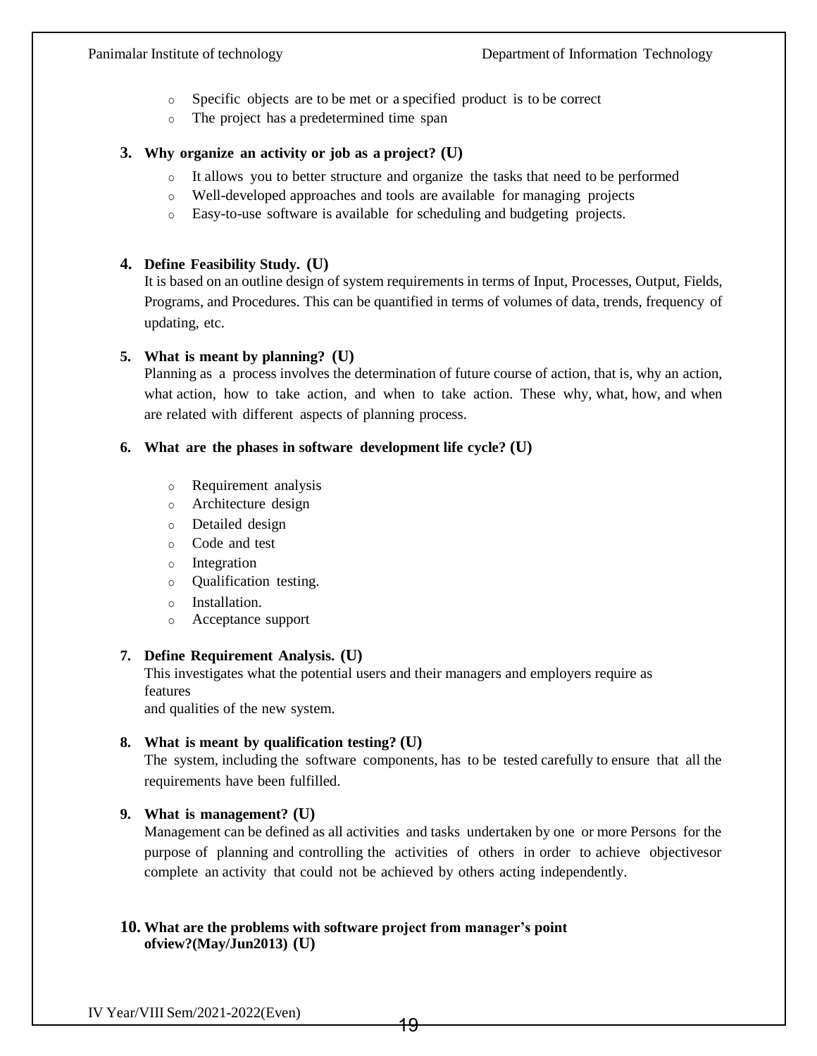- Specific objects are to be met or a specified product is to be correct
- The project has a predetermined time span

**3. Why organize an activity or job as a project? (U)**

- It allows you to better structure and organize the tasks that need to be performed
- Well-developed approaches and tools are available for managing projects
- Easy-to-use software is available for scheduling and budgeting projects.

**4. Define Feasibility Study. (U)**

It is based on an outline design of system requirements in terms of Input, Processes, Output, Fields, Programs, and Procedures. This can be quantified in terms of volumes of data, trends, frequency of updating, etc.

**5. What is meant by planning? (U)**

Planning as a process involves the determination of future course of action, that is, why an action, what action, how to take action, and when to take action. These why, what, how, and when are related with different aspects of planning process.

**6. What are the phases in software development life cycle? (U)**

- Requirement analysis
- Architecture design
- Detailed design
- Code and test
- Integration
- Qualification testing.
- Installation.
- Acceptance support

**7. Define Requirement Analysis. (U)**

This investigates what the potential users and their managers and employers require as features
and qualities of the new system.

**8. What is meant by qualification testing? (U)**

The system, including the software components, has to be tested carefully to ensure that all the requirements have been fulfilled.

**9. What is management? (U)**

Management can be defined as all activities and tasks undertaken by one or more Persons for the purpose of planning and controlling the activities of others in order to achieve objectivesor complete an activity that could not be achieved by others acting independently.

**10. What are the problems with software project from manager's point ofview?(May/Jun2013) (U)**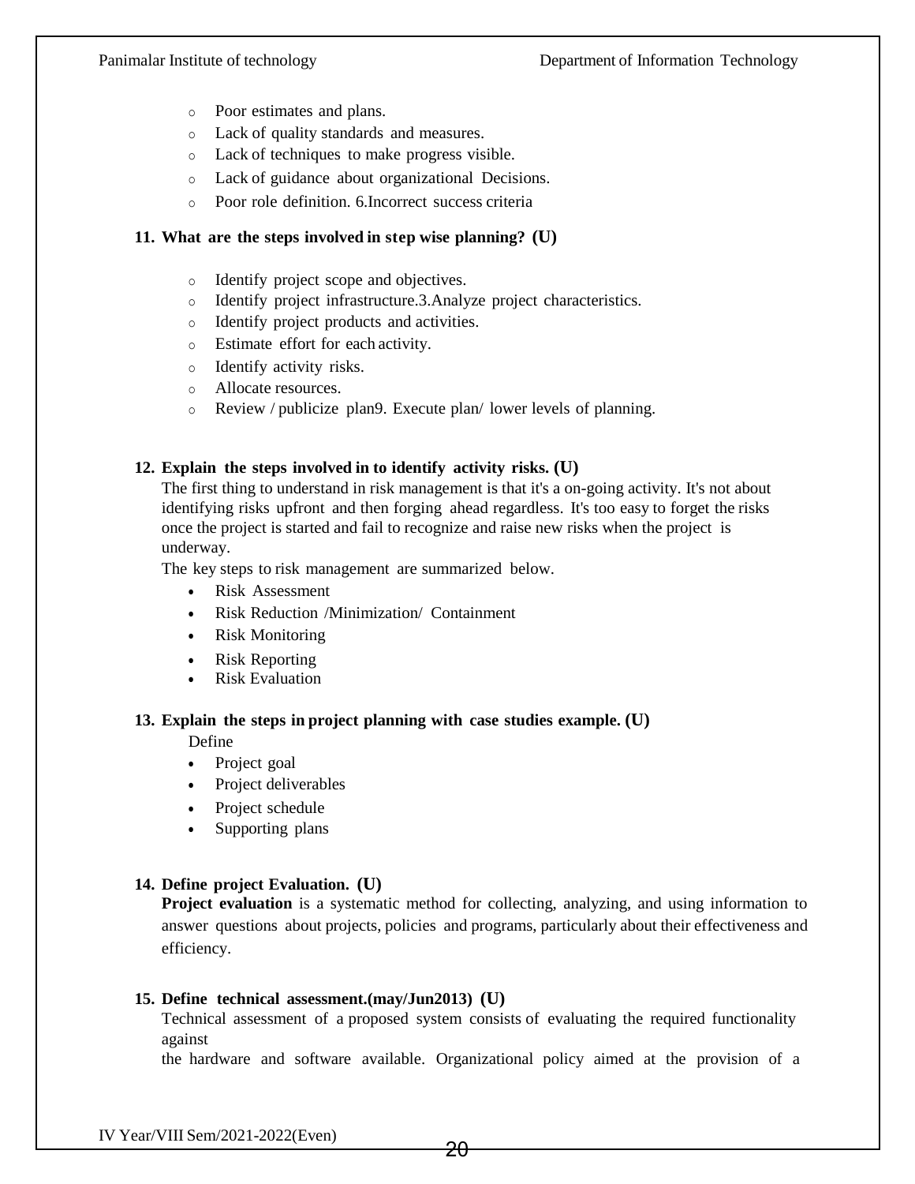- Poor estimates and plans.
- Lack of quality standards and measures.
- Lack of techniques to make progress visible.
- Lack of guidance about organizational Decisions.
- Poor role definition. 6.Incorrect success criteria

**11. What are the steps involved in step wise planning? (U)**

- Identify project scope and objectives.
- Identify project infrastructure.3.Analyze project characteristics.
- Identify project products and activities.
- Estimate effort for each activity.
- Identify activity risks.
- Allocate resources.
- Review / publicize plan9. Execute plan/ lower levels of planning.

**12. Explain the steps involved in to identify activity risks. (U)**

The first thing to understand in risk management is that it's a on-going activity. It's not about identifying risks upfront and then forging ahead regardless. It's too easy to forget the risks once the project is started and fail to recognize and raise new risks when the project is underway.

The key steps to risk management are summarized below.

- Risk Assessment
- Risk Reduction /Minimization/ Containment
- Risk Monitoring
- Risk Reporting
- Risk Evaluation

**13. Explain the steps in project planning with case studies example. (U)**

Define

- Project goal
- Project deliverables
- Project schedule
- Supporting plans

**14. Define project Evaluation. (U)**

**Project evaluation** is a systematic method for collecting, analyzing, and using information to answer questions about projects, policies and programs, particularly about their effectiveness and efficiency.

**15. Define technical assessment.(may/Jun2013) (U)**

Technical assessment of a proposed system consists of evaluating the required functionality against

the hardware and software available. Organizational policy aimed at the provision of a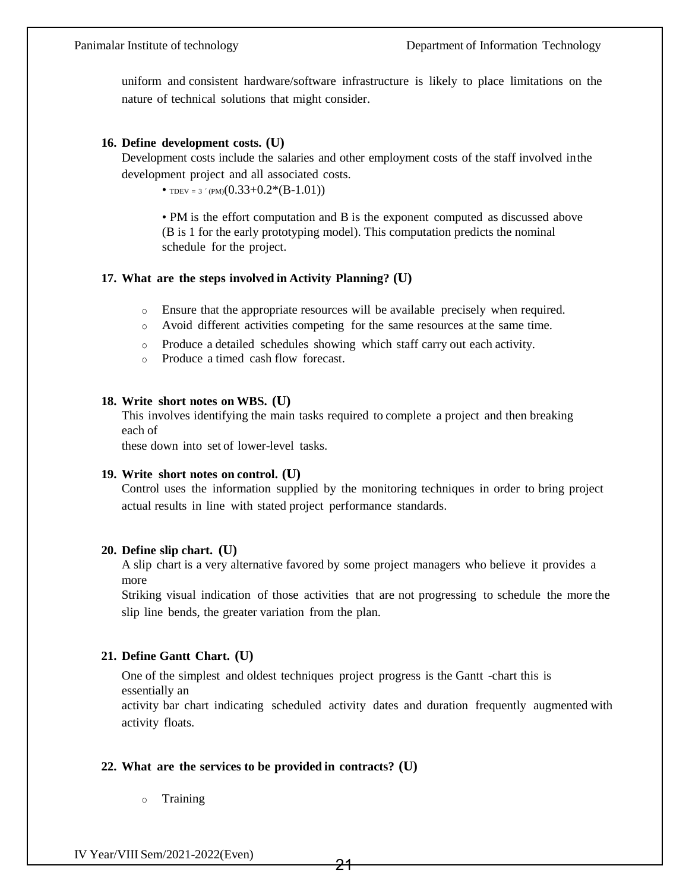uniform and consistent hardware/software infrastructure is likely to place limitations on the nature of technical solutions that might consider.

**16. Define development costs. (U)**

Development costs include the salaries and other employment costs of the staff involved in the development project and all associated costs.

- $TDEV = 3 \times (PM)^{(0.33+0.2*(B-1.01))}$

- PM is the effort computation and B is the exponent computed as discussed above (B is 1 for the early prototyping model). This computation predicts the nominal schedule for the project.

**17. What are the steps involved in Activity Planning? (U)**

- Ensure that the appropriate resources will be available precisely when required.
- Avoid different activities competing for the same resources at the same time.
- Produce a detailed schedules showing which staff carry out each activity.
- Produce a timed cash flow forecast.

**18. Write short notes on WBS. (U)**

This involves identifying the main tasks required to complete a project and then breaking each of these down into set of lower-level tasks.

**19. Write short notes on control. (U)**

Control uses the information supplied by the monitoring techniques in order to bring project actual results in line with stated project performance standards.

**20. Define slip chart. (U)**

A slip chart is a very alternative favored by some project managers who believe it provides a more Striking visual indication of those activities that are not progressing to schedule the more the slip line bends, the greater variation from the plan.

**21. Define Gantt Chart. (U)**

One of the simplest and oldest techniques project progress is the Gantt -chart this is essentially an activity bar chart indicating scheduled activity dates and duration frequently augmented with activity floats.

**22. What are the services to be provided in contracts? (U)**

- Training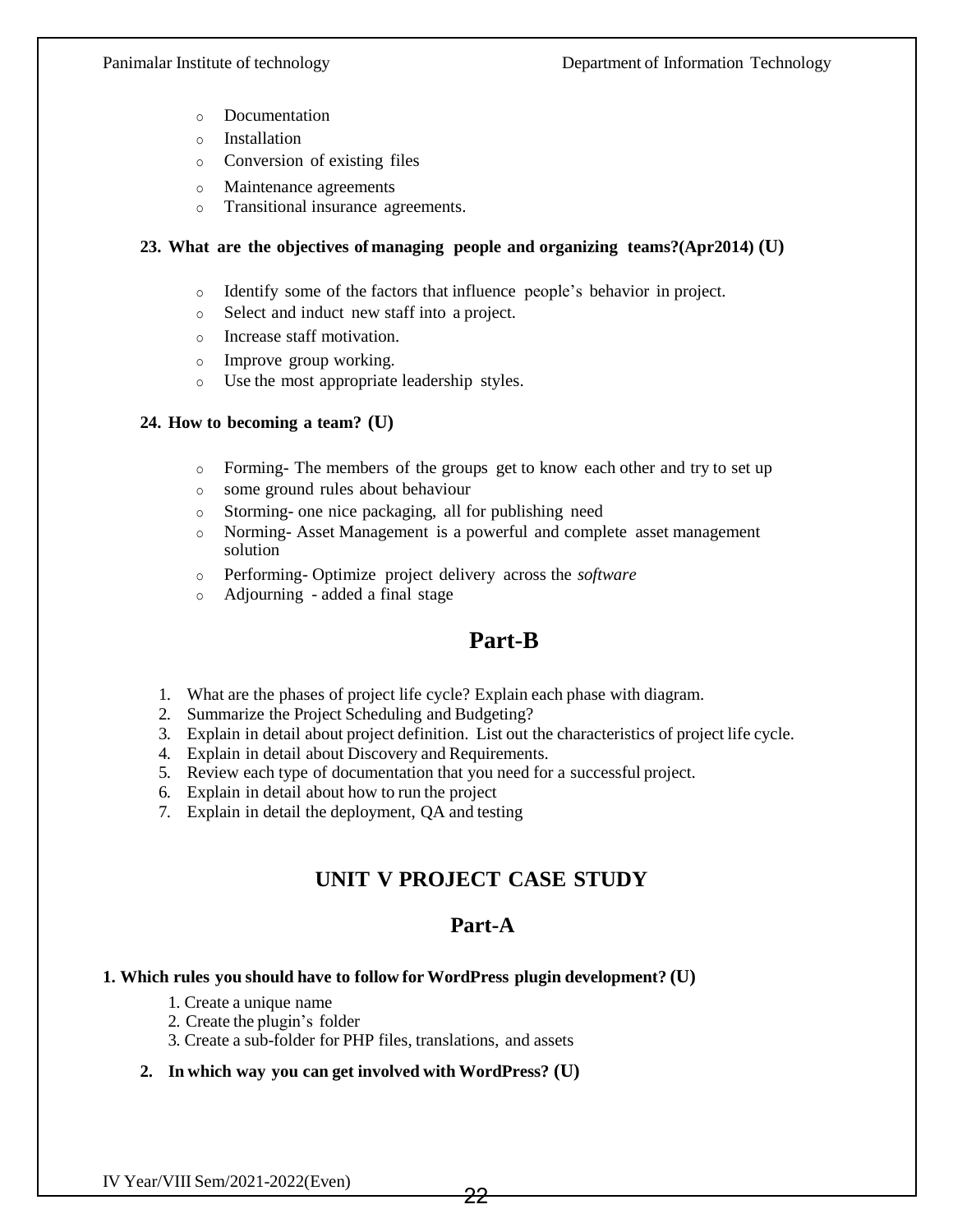- Documentation
- Installation
- Conversion of existing files
- Maintenance agreements
- Transitional insurance agreements.

**23. What are the objectives of managing people and organizing teams?(Apr2014) (U)**

- Identify some of the factors that influence people's behavior in project.
- Select and induct new staff into a project.
- Increase staff motivation.
- Improve group working.
- Use the most appropriate leadership styles.

**24. How to becoming a team? (U)**

- Forming- The members of the groups get to know each other and try to set up
- some ground rules about behaviour
- Storming- one nice packaging, all for publishing need
- Norming- Asset Management is a powerful and complete asset management solution
- Performing- Optimize project delivery across the *software*
- Adjourning - added a final stage

## Part-B

1. What are the phases of project life cycle? Explain each phase with diagram.
2. Summarize the Project Scheduling and Budgeting?
3. Explain in detail about project definition. List out the characteristics of project life cycle.
4. Explain in detail about Discovery and Requirements.
5. Review each type of documentation that you need for a successful project.
6. Explain in detail about how to run the project
7. Explain in detail the deployment, QA and testing

# UNIT V PROJECT CASE STUDY

## Part-A

**1. Which rules you should have to follow for WordPress plugin development? (U)**

1. Create a unique name
2. Create the plugin's folder
3. Create a sub-folder for PHP files, translations, and assets

**2. In which way you can get involved with WordPress? (U)**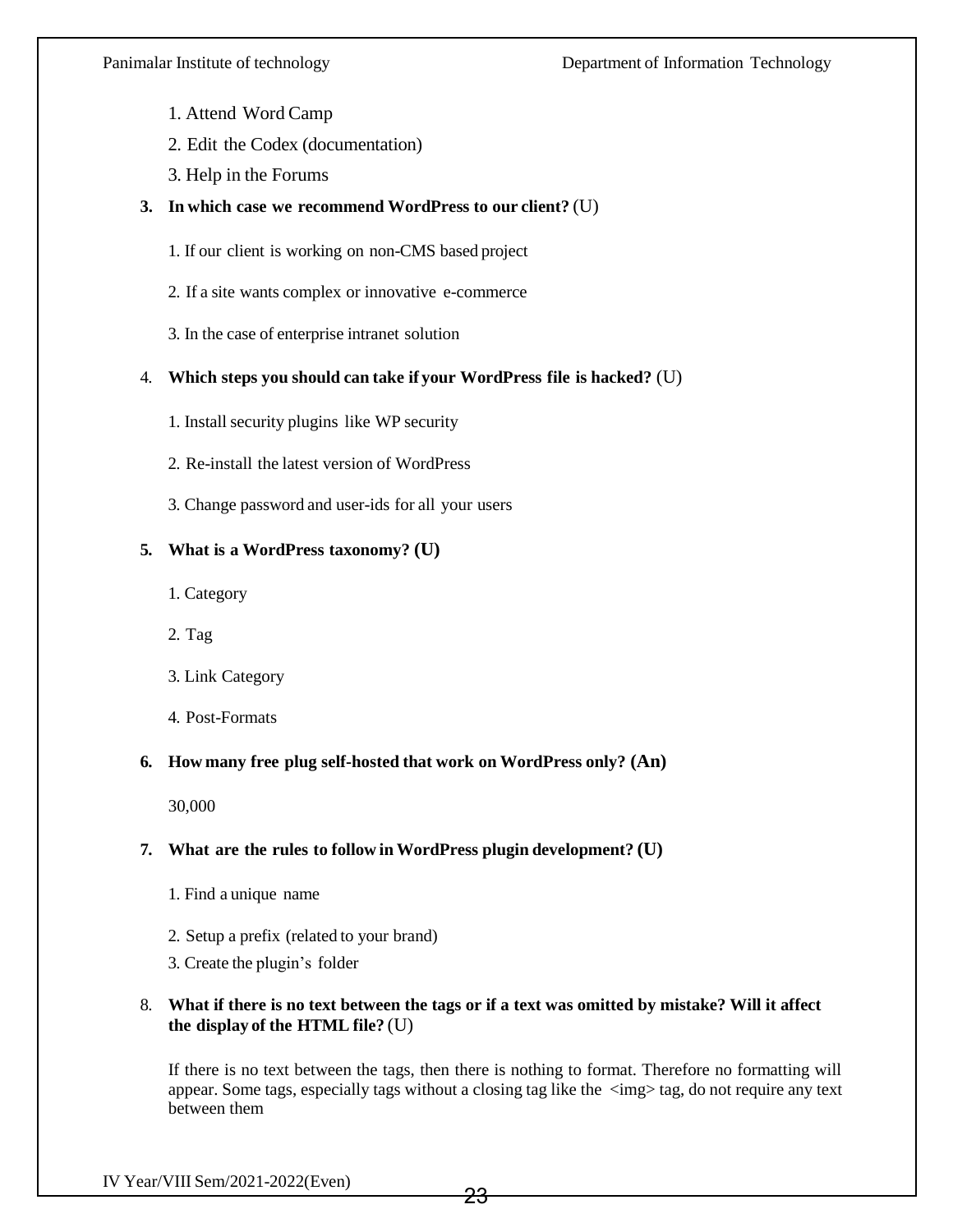1. Attend Word Camp
2. Edit the Codex (documentation)
3. Help in the Forums

**3. In which case we recommend WordPress to our client?** (U)

1. If our client is working on non-CMS based project
2. If a site wants complex or innovative e-commerce
3. In the case of enterprise intranet solution

4. **Which steps you should can take if your WordPress file is hacked?** (U)

1. Install security plugins like WP security
2. Re-install the latest version of WordPress
3. Change password and user-ids for all your users

**5. What is a WordPress taxonomy? (U)**

1. Category
2. Tag
3. Link Category
4. Post-Formats

**6. How many free plug self-hosted that work on WordPress only? (An)**

30,000

**7. What are the rules to follow in WordPress plugin development? (U)**

1. Find a unique name
2. Setup a prefix (related to your brand)
3. Create the plugin's folder

8. **What if there is no text between the tags or if a text was omitted by mistake? Will it affect the display of the HTML file?** (U)

If there is no text between the tags, then there is nothing to format. Therefore no formatting will appear. Some tags, especially tags without a closing tag like the <img> tag, do not require any text between them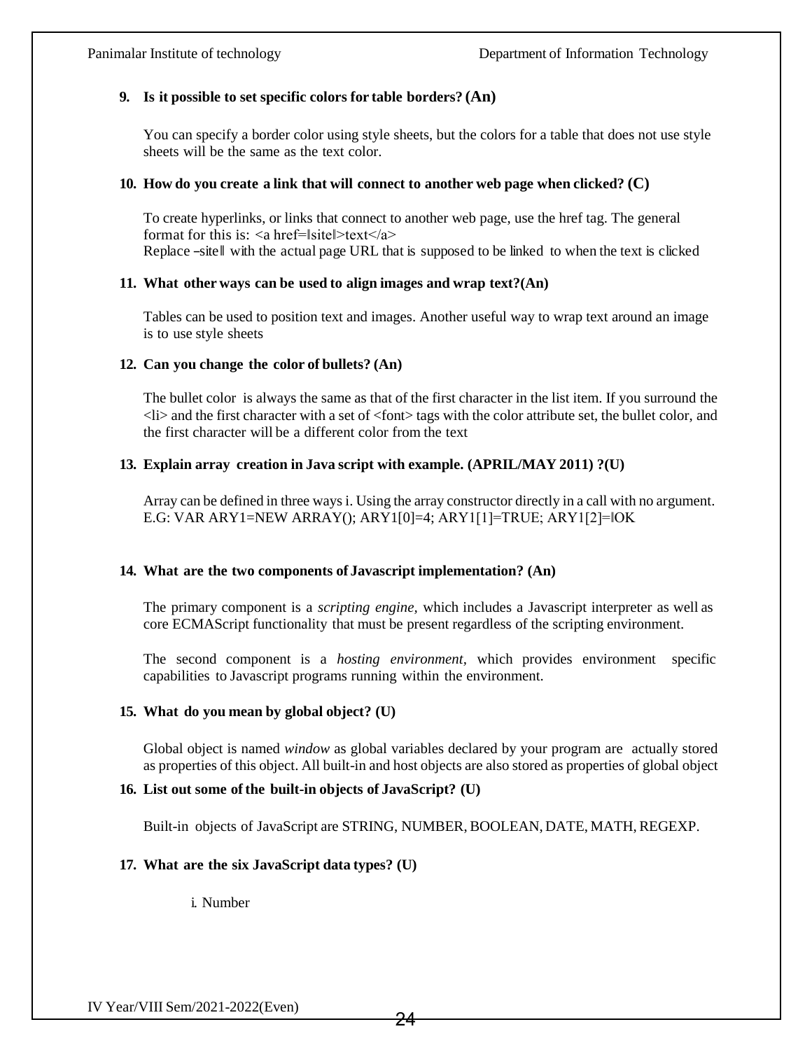**9. Is it possible to set specific colors for table borders? (An)**

You can specify a border color using style sheets, but the colors for a table that does not use style sheets will be the same as the text color.

**10. How do you create a link that will connect to another web page when clicked? (C)**

To create hyperlinks, or links that connect to another web page, use the href tag. The general format for this is: <a href=‖site‖>text</a>
Replace –site‖ with the actual page URL that is supposed to be linked to when the text is clicked

**11. What other ways can be used to align images and wrap text?(An)**

Tables can be used to position text and images. Another useful way to wrap text around an image is to use style sheets

**12. Can you change the color of bullets? (An)**

The bullet color is always the same as that of the first character in the list item. If you surround the <li> and the first character with a set of <font> tags with the color attribute set, the bullet color, and the first character will be a different color from the text

**13. Explain array creation in Java script with example. (APRIL/MAY 2011) ?(U)**

Array can be defined in three ways i. Using the array constructor directly in a call with no argument. E.G: VAR ARY1=NEW ARRAY(); ARY1[0]=4; ARY1[1]=TRUE; ARY1[2]=‖OK

**14. What are the two components of Javascript implementation? (An)**

The primary component is a *scripting engine,* which includes a Javascript interpreter as well as core ECMAScript functionality that must be present regardless of the scripting environment.

The second component is a *hosting environment*, which provides environment specific capabilities to Javascript programs running within the environment.

**15. What do you mean by global object? (U)**

Global object is named *window* as global variables declared by your program are actually stored as properties of this object. All built-in and host objects are also stored as properties of global object

**16. List out some of the built-in objects of JavaScript? (U)**

Built-in objects of JavaScript are STRING, NUMBER, BOOLEAN, DATE, MATH, REGEXP.

**17. What are the six JavaScript data types? (U)**

i. Number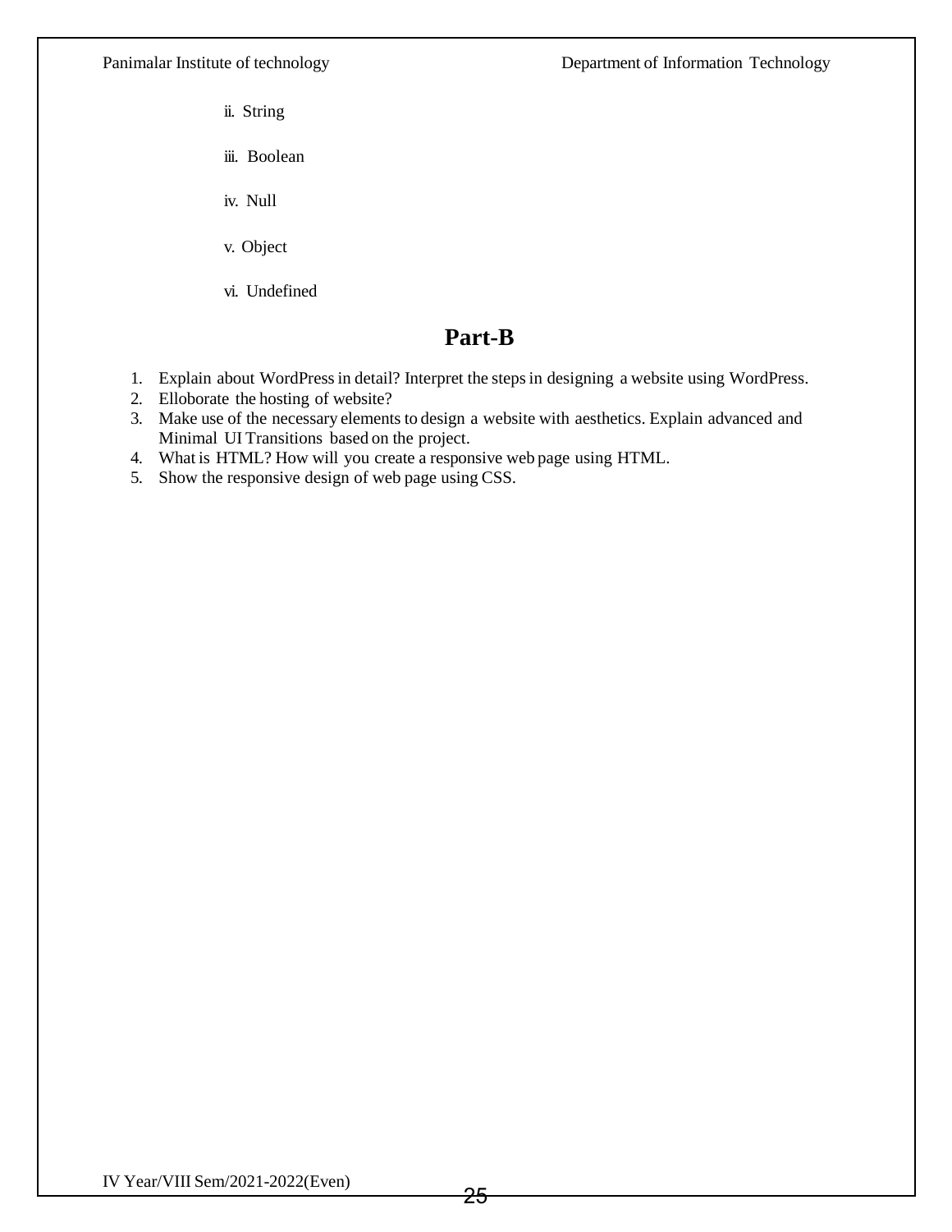ii. String

iii. Boolean

iv. Null

v. Object

vi. Undefined

## Part-B

1. Explain about WordPress in detail? Interpret the steps in designing a website using WordPress.
2. Elloborate the hosting of website?
3. Make use of the necessary elements to design a website with aesthetics. Explain advanced and Minimal UI Transitions based on the project.
4. What is HTML? How will you create a responsive web page using HTML.
5. Show the responsive design of web page using CSS.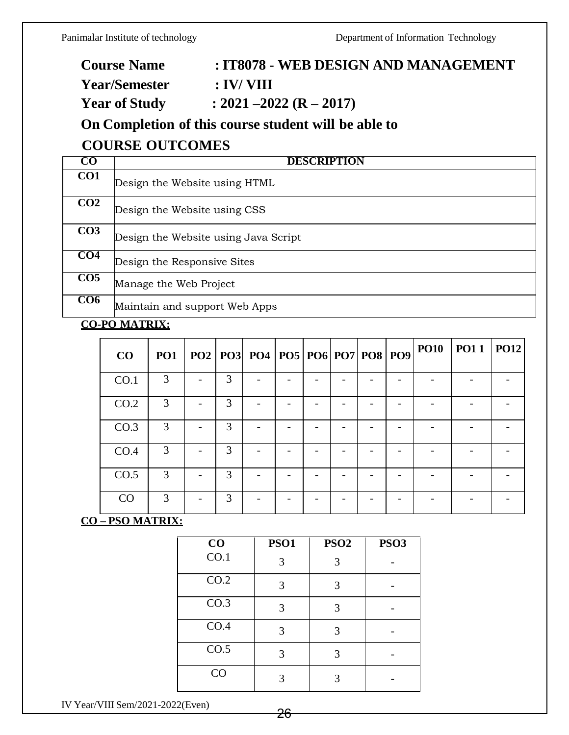**Course Name : IT8078 - WEB DESIGN AND MANAGEMENT**

**Year/Semester : IV/ VIII**

**Year of Study : 2021 –2022 (R – 2017)**

**On Completion of this course student will be able to**

## COURSE OUTCOMES

| CO | DESCRIPTION |
|---|---|
| CO1 | Design the Website using HTML |
| CO2 | Design the Website using CSS |
| CO3 | Design the Website using Java Script |
| CO4 | Design the Responsive Sites |
| CO5 | Manage the Web Project |
| CO6 | Maintain and support Web Apps |

**CO-PO MATRIX:**

| CO | PO1 | PO2 | PO3 | PO4 | PO5 | PO6 | PO7 | PO8 | PO9 | PO10 | PO1 1 | PO12 |
|---|---|---|---|---|---|---|---|---|---|---|---|---|
| CO.1 | 3 | - | 3 | - | - | - | - | - | - | - | - | - |
| CO.2 | 3 | - | 3 | - | - | - | - | - | - | - | - | - |
| CO.3 | 3 | - | 3 | - | - | - | - | - | - | - | - | - |
| CO.4 | 3 | - | 3 | - | - | - | - | - | - | - | - | - |
| CO.5 | 3 | - | 3 | - | - | - | - | - | - | - | - | - |
| CO | 3 | - | 3 | - | - | - | - | - | - | - | - | - |

**CO – PSO MATRIX:**

| CO | PSO1 | PSO2 | PSO3 |
|---|---|---|---|
| CO.1 | 3 | 3 | - |
| CO.2 | 3 | 3 | - |
| CO.3 | 3 | 3 | - |
| CO.4 | 3 | 3 | - |
| CO.5 | 3 | 3 | - |
| CO | 3 | 3 | - |